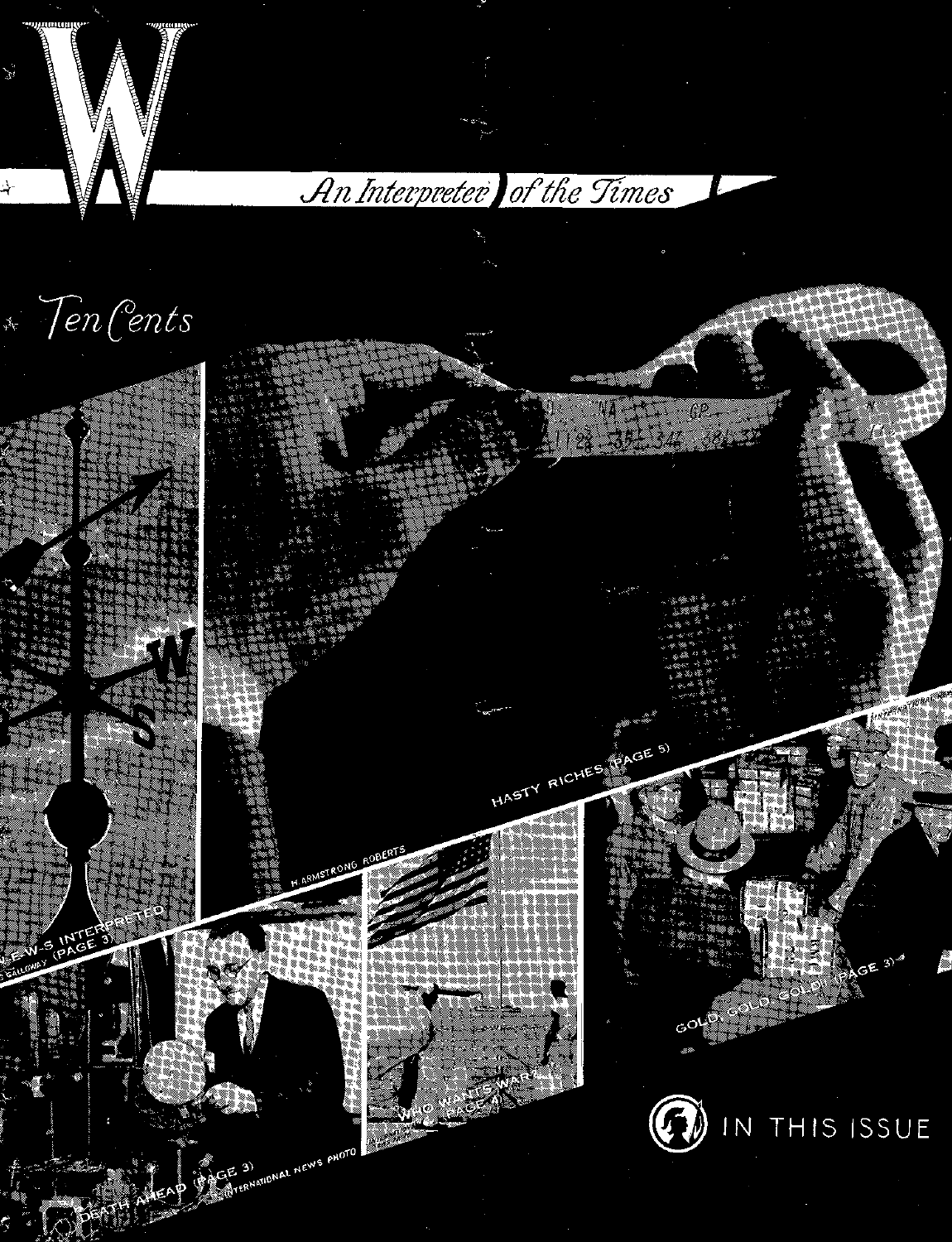# W

*An Interpreter of the Times*

*Ten Cents*

NEWS INTERPRETED
GALLOWAY (PAGE 3)

HASTY RICHES (PAGE 5)

H. ARMSTRONG ROBERTS

DEATH AHEAD (PAGE 3)

INTERNATIONAL NEWS PHOTO

WHO WANTS WAR? (PAGE 4)

GOLD, GOLD, GOLD! (PAGE 3)

IN THIS ISSUE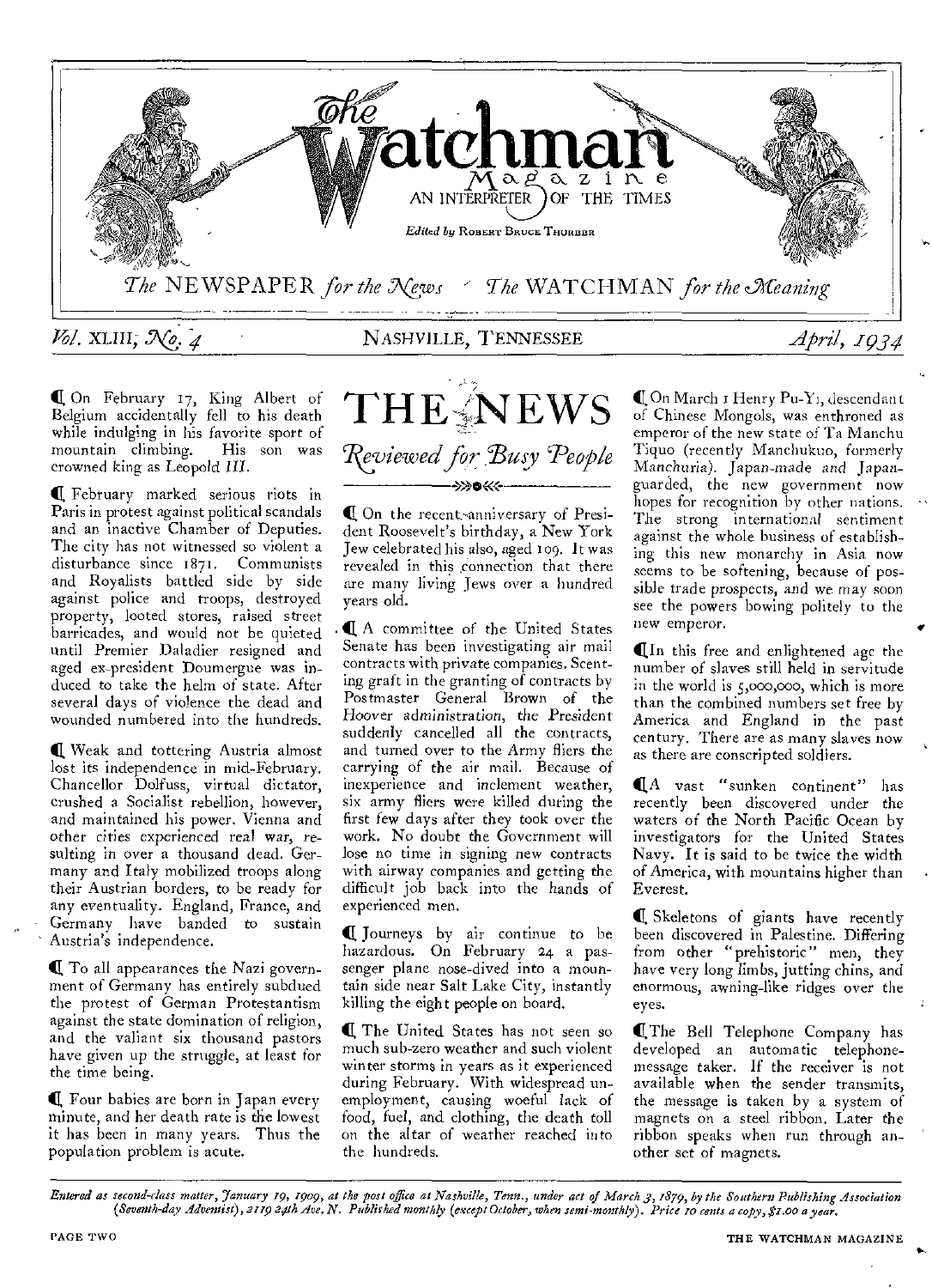# The Watchman Magazine

AN INTERPRETER OF THE TIMES

*Edited by* ROBERT BRUCE THURBER

*The* NEWSPAPER *for the News* — *The* WATCHMAN *for the Meaning*

*Vol.* XLIII, *No.* 4 — NASHVILLE, TENNESSEE — *April, 1934*

## THE NEWS

### *Reviewed for Busy People*

¶ On February 17, King Albert of Belgium accidentally fell to his death while indulging in his favorite sport of mountain climbing. His son was crowned king as Leopold III.

¶ February marked serious riots in Paris in protest against political scandals and an inactive Chamber of Deputies. The city has not witnessed so violent a disturbance since 1871. Communists and Royalists battled side by side against police and troops, destroyed property, looted stores, raised street barricades, and would not be quieted until Premier Daladier resigned and aged ex-president Doumergue was induced to take the helm of state. After several days of violence the dead and wounded numbered into the hundreds.

¶ Weak and tottering Austria almost lost its independence in mid-February. Chancellor Dolfuss, virtual dictator, crushed a Socialist rebellion, however, and maintained his power. Vienna and other cities experienced real war, resulting in over a thousand dead. Germany and Italy mobilized troops along their Austrian borders, to be ready for any eventuality. England, France, and Germany have banded to sustain Austria's independence.

¶ To all appearances the Nazi government of Germany has entirely subdued the protest of German Protestantism against the state domination of religion, and the valiant six thousand pastors have given up the struggle, at least for the time being.

¶ Four babies are born in Japan every minute, and her death rate is the lowest it has been in many years. Thus the population problem is acute.

¶ On the recent anniversary of President Roosevelt's birthday, a New York Jew celebrated his also, aged 109. It was revealed in this connection that there are many living Jews over a hundred years old.

¶ A committee of the United States Senate has been investigating air mail contracts with private companies. Scenting graft in the granting of contracts by Postmaster General Brown of the Hoover administration, the President suddenly cancelled all the contracts, and turned over to the Army fliers the carrying of the air mail. Because of inexperience and inclement weather, six army fliers were killed during the first few days after they took over the work. No doubt the Government will lose no time in signing new contracts with airway companies and getting the difficult job back into the hands of experienced men.

¶ Journeys by air continue to be hazardous. On February 24 a passenger plane nose-dived into a mountain side near Salt Lake City, instantly killing the eight people on board.

¶ The United States has not seen so much sub-zero weather and such violent winter storms in years as it experienced during February. With widespread unemployment, causing woeful lack of food, fuel, and clothing, the death toll on the altar of weather reached into the hundreds.

¶ On March 1 Henry Pu-Yi, descendant of Chinese Mongols, was enthroned as emperor of the new state of Ta Manchu Tiquo (recently Manchukuo, formerly Manchuria). Japan-made and Japan-guarded, the new government now hopes for recognition by other nations. The strong international sentiment against the whole business of establishing this new monarchy in Asia now seems to be softening, because of possible trade prospects, and we may soon see the powers bowing politely to the new emperor.

¶ In this free and enlightened age the number of slaves still held in servitude in the world is 5,000,000, which is more than the combined numbers set free by America and England in the past century. There are as many slaves now as there are conscripted soldiers.

¶ A vast "sunken continent" has recently been discovered under the waters of the North Pacific Ocean by investigators for the United States Navy. It is said to be twice the width of America, with mountains higher than Everest.

¶ Skeletons of giants have recently been discovered in Palestine. Differing from other "prehistoric" men, they have very long limbs, jutting chins, and enormous, awning-like ridges over the eyes.

¶ The Bell Telephone Company has developed an automatic telephone-message taker. If the receiver is not available when the sender transmits, the message is taken by a system of magnets on a steel ribbon. Later the ribbon speaks when run through another set of magnets.

*Entered as second-class matter, January 19, 1909, at the post office at Nashville, Tenn., under act of March 3, 1879, by the Southern Publishing Association (Seventh-day Adventist), 2119 24th Ave. N. Published monthly (except October, when semi-monthly). Price 10 cents a copy, $1.00 a year.*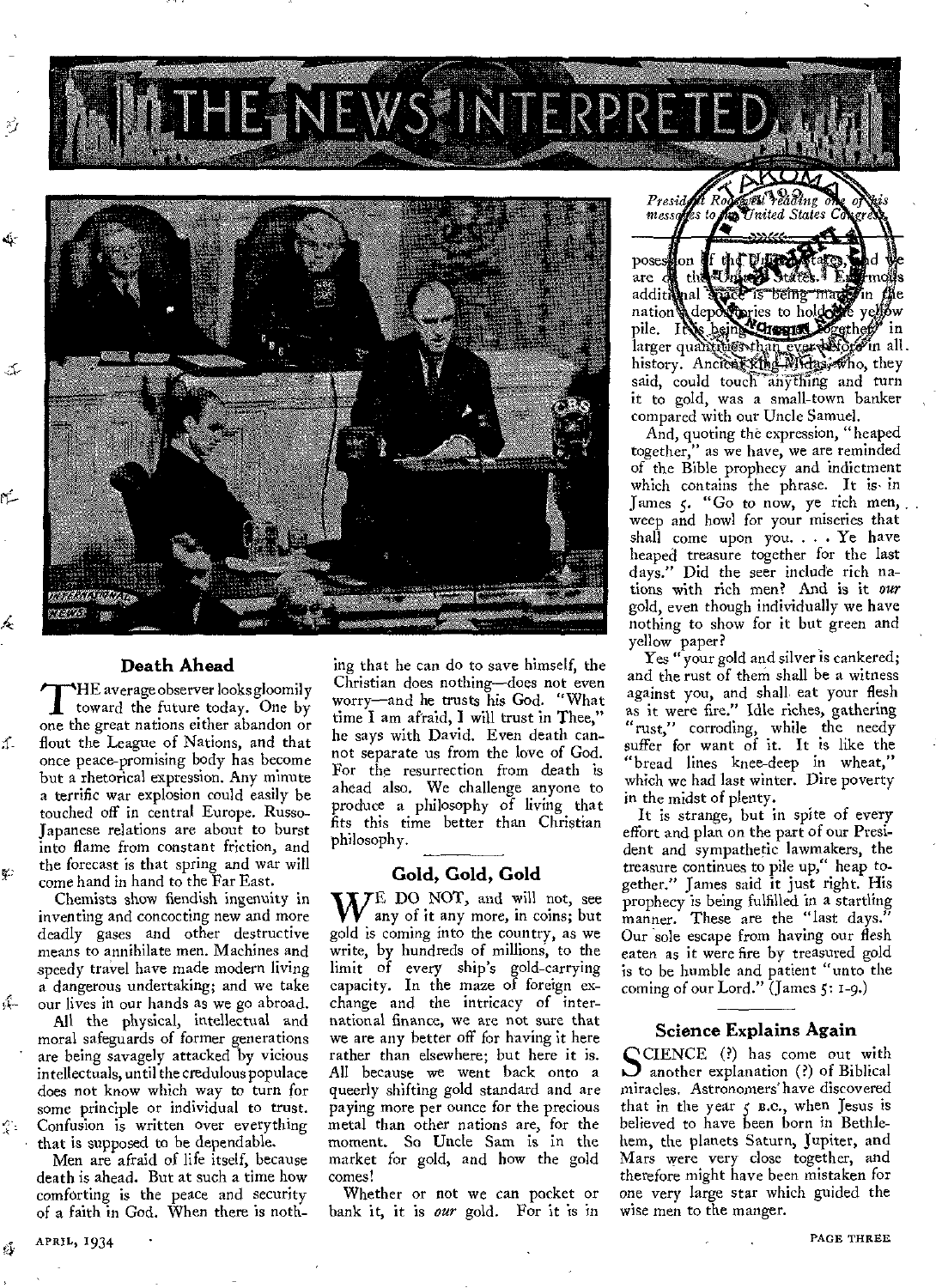# THE NEWS INTERPRETED

*President Roosevelt reading one of his messages to the United States Congress*

## Death Ahead

THE average observer looks gloomily toward the future today. One by one the great nations either abandon or flout the League of Nations, and that once peace-promising body has become but a rhetorical expression. Any minute a terrific war explosion could easily be touched off in central Europe. Russo-Japanese relations are about to burst into flame from constant friction, and the forecast is that spring and war will come hand in hand to the Far East.

Chemists show fiendish ingenuity in inventing and concocting new and more deadly gases and other destructive means to annihilate men. Machines and speedy travel have made modern living a dangerous undertaking; and we take our lives in our hands as we go abroad.

All the physical, intellectual and moral safeguards of former generations are being savagely attacked by vicious intellectuals, until the credulous populace does not know which way to turn for some principle or individual to trust. Confusion is written over everything that is supposed to be dependable.

Men are afraid of life itself, because death is ahead. But at such a time how comforting is the peace and security of a faith in God. When there is nothing that he can do to save himself, the Christian does nothing—does not even worry—and he trusts his God. "What time I am afraid, I will trust in Thee," he says with David. Even death cannot separate us from the love of God. For the resurrection from death is ahead also. We challenge anyone to produce a philosophy of living that fits this time better than Christian philosophy.

## Gold, Gold, Gold

WE DO NOT, and will not, see any of it any more, in coins; but gold is coming into the country, as we write, by hundreds of millions, to the limit of every ship's gold-carrying capacity. In the maze of foreign exchange and the intricacy of international finance, we are not sure that we are any better off for having it here rather than elsewhere; but here it is. All because we went back onto a queerly shifting gold standard and are paying more per ounce for the precious metal than other nations are, for the moment. So Uncle Sam is in the market for gold, and how the gold comes!

Whether or not we can pocket or bank it, it is *our* gold. For it is in possession of the United States, and we are of the United States. Enormous additional space is being made in the nation's depositories to hold the yellow pile. It is being heaped together in larger quantities than ever before in all history. Ancient King Midas, who, they said, could touch anything and turn it to gold, was a small-town banker compared with our Uncle Samuel.

And, quoting the expression, "heaped together," as we have, we are reminded of the Bible prophecy and indictment which contains the phrase. It is in James 5. "Go to now, ye rich men, weep and howl for your miseries that shall come upon you. . . . Ye have heaped treasure together for the last days." Did the seer include rich nations with rich men? And is it *our* gold, even though individually we have nothing to show for it but green and yellow paper?

Yes "your gold and silver is cankered; and the rust of them shall be a witness against you, and shall eat your flesh as it were fire." Idle riches, gathering "rust," corroding, while the needy suffer for want of it. It is like the "bread lines knee-deep in wheat," which we had last winter. Dire poverty in the midst of plenty.

It is strange, but in spite of every effort and plan on the part of our President and sympathetic lawmakers, the treasure continues to pile up," heap together." James said it just right. His prophecy is being fulfilled in a startling manner. These are the "last days." Our sole escape from having our flesh eaten as it were fire by treasured gold is to be humble and patient "unto the coming of our Lord." (James 5: 1-9.)

## Science Explains Again

SCIENCE (?) has come out with another explanation (?) of Biblical miracles. Astronomers have discovered that in the year 5 B.C., when Jesus is believed to have been born in Bethlehem, the planets Saturn, Jupiter, and Mars were very close together, and therefore might have been mistaken for one very large star which guided the wise men to the manger.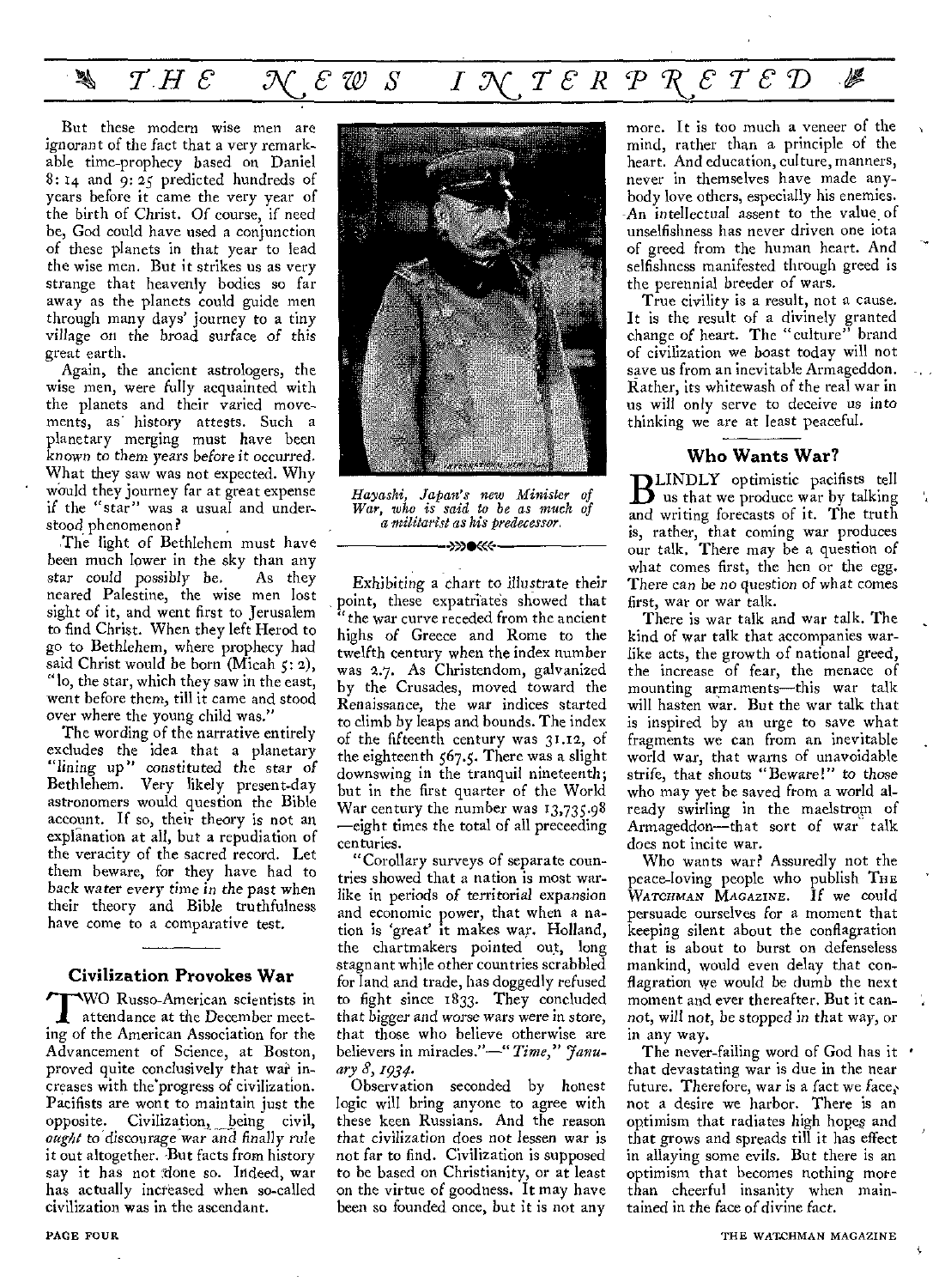But these modern wise men are ignorant of the fact that a very remarkable time-prophecy based on Daniel 8: 14 and 9: 25 predicted hundreds of years before it came the very year of the birth of Christ. Of course, if need be, God could have used a conjunction of these planets in that year to lead the wise men. But it strikes us as very strange that heavenly bodies so far away as the planets could guide men through many days' journey to a tiny village on the broad surface of this great earth.

Again, the ancient astrologers, the wise men, were fully acquainted with the planets and their varied movements, as history attests. Such a planetary merging must have been known to them years before it occurred. What they saw was not expected. Why would they journey far at great expense if the "star" was a usual and understood phenomenon?

The light of Bethlehem must have been much lower in the sky than any star could possibly be. As they neared Palestine, the wise men lost sight of it, and went first to Jerusalem to find Christ. When they left Herod to go to Bethlehem, where prophecy had said Christ would be born (Micah 5: 2), "lo, the star, which they saw in the east, went before them, till it came and stood over where the young child was."

The wording of the narrative entirely excludes the idea that a planetary "lining up" constituted the star of Bethlehem. Very likely present-day astronomers would question the Bible account. If so, their theory is not an explanation at all, but a repudiation of the veracity of the sacred record. Let them beware, for they have had to back water every time in the past when their theory and Bible truthfulness have come to a comparative test.

## Civilization Provokes War

TWO Russo-American scientists in attendance at the December meeting of the American Association for the Advancement of Science, at Boston, proved quite conclusively that war increases with the progress of civilization. Pacifists are wont to maintain just the opposite. Civilization, being civil, *ought* to discourage war and finally rule it out altogether. But facts from history say it has not done so. Indeed, war has actually increased when so-called civilization was in the ascendant.

*Hayashi, Japan's new Minister of War, who is said to be as much of a militarist as his predecessor.*

Exhibiting a chart to illustrate their point, these expatriates showed that "the war curve receded from the ancient highs of Greece and Rome to the twelfth century when the index number was 2.7. As Christendom, galvanized by the Crusades, moved toward the Renaissance, the war indices started to climb by leaps and bounds. The index of the fifteenth century was 31.12, of the eighteenth 567.5. There was a slight downswing in the tranquil nineteenth; but in the first quarter of the World War century the number was 13,735.98—eight times the total of all preceeding centuries.

"Corollary surveys of separate countries showed that a nation is most warlike in periods of territorial expansion and economic power, that when a nation is 'great' it makes war. Holland, the chartmakers pointed out, long stagnant while other countries scrabbled for land and trade, has doggedly refused to fight since 1833. They concluded that bigger and worse wars were in store, that those who believe otherwise are believers in miracles."—"*Time,*" *January 8, 1934.*

Observation seconded by honest logic will bring anyone to agree with these keen Russians. And the reason that civilization does not lessen war is not far to find. Civilization is supposed to be based on Christianity, or at least on the virtue of goodness. It may have been so founded once, but it is not any more. It is too much a veneer of the mind, rather than a principle of the heart. And education, culture, manners, never in themselves have made anybody love others, especially his enemies. An intellectual assent to the value of unselfishness has never driven one iota of greed from the human heart. And selfishness manifested through greed is the perennial breeder of wars.

True civility is a result, not a cause. It is the result of a divinely granted change of heart. The "culture" brand of civilization we boast today will not save us from an inevitable Armageddon. Rather, its whitewash of the real war in us will only serve to deceive us into thinking we are at least peaceful.

## Who Wants War?

BLINDLY optimistic pacifists tell us that we produce war by talking and writing forecasts of it. The truth is, rather, that coming war produces our talk. There may be a question of what comes first, the hen or the egg. There can be no question of what comes first, war or war talk.

There is war talk and war talk. The kind of war talk that accompanies warlike acts, the growth of national greed, the increase of fear, the menace of mounting armaments—this war talk will hasten war. But the war talk that is inspired by an urge to save what fragments we can from an inevitable world war, that warns of unavoidable strife, that shouts "Beware!" to those who may yet be saved from a world already swirling in the maelstrom of Armageddon—that sort of war talk does not incite war.

Who wants war? Assuredly not the peace-loving people who publish THE WATCHMAN MAGAZINE. If we could persuade ourselves for a moment that keeping silent about the conflagration that is about to burst on defenseless mankind, would even delay that conflagration we would be dumb the next moment and ever thereafter. But it cannot, will not, be stopped in that way, or in any way.

The never-failing word of God has it that devastating war is due in the near future. Therefore, war is a fact we face, not a desire we harbor. There is an optimism that radiates high hopes and that grows and spreads till it has effect in allaying some evils. But there is an optimism that becomes nothing more than cheerful insanity when maintained in the face of divine fact.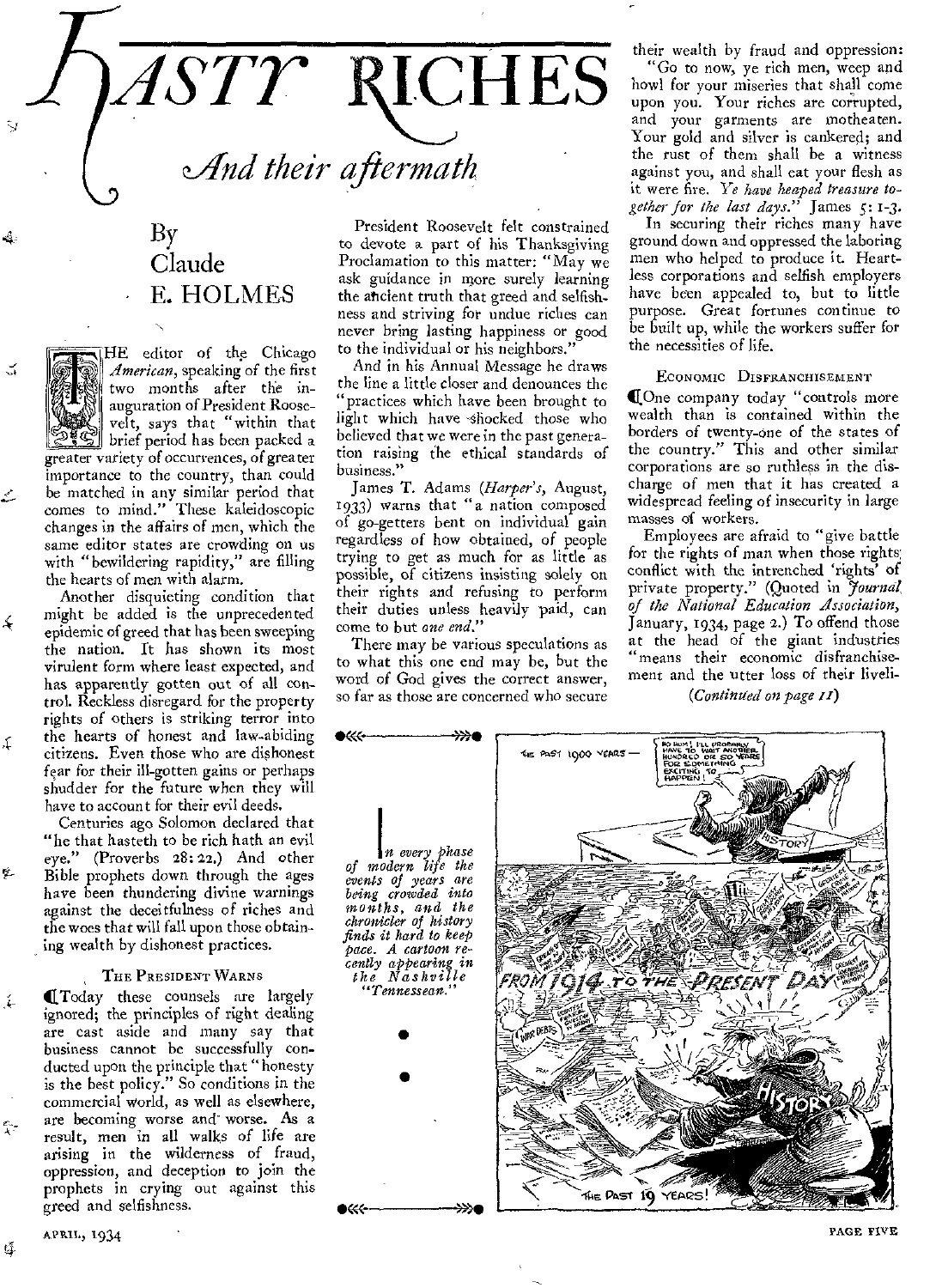# HASTY RICHES

## *And their aftermath*

By Claude E. HOLMES

THE editor of the Chicago *American*, speaking of the first two months after the inauguration of President Roosevelt, says that "within that brief period has been packed a greater variety of occurrences, of greater importance to the country, than could be matched in any similar period that comes to mind." These kaleidoscopic changes in the affairs of men, which the same editor states are crowding on us with "bewildering rapidity," are filling the hearts of men with alarm.

Another disquieting condition that might be added is the unprecedented epidemic of greed that has been sweeping the nation. It has shown its most virulent form where least expected, and has apparently gotten out of all control. Reckless disregard for the property rights of others is striking terror into the hearts of honest and law-abiding citizens. Even those who are dishonest fear for their ill-gotten gains or perhaps shudder for the future when they will have to account for their evil deeds.

Centuries ago Solomon declared that "he that hasteth to be rich hath an evil eye." (Proverbs 28:22.) And other Bible prophets down through the ages have been thundering divine warnings against the deceitfulness of riches and the woes that will fall upon those obtaining wealth by dishonest practices.

### The President Warns

Today these counsels are largely ignored; the principles of right dealing are cast aside and many say that business cannot be successfully conducted upon the principle that "honesty is the best policy." So conditions in the commercial world, as well as elsewhere, are becoming worse and worse. As a result, men in all walks of life are arising in the wilderness of fraud, oppression, and deception to join the prophets in crying out against this greed and selfishness.

President Roosevelt felt constrained to devote a part of his Thanksgiving Proclamation to this matter: "May we ask guidance in more surely learning the ancient truth that greed and selfishness and striving for undue riches can never bring lasting happiness or good to the individual or his neighbors."

And in his Annual Message he draws the line a little closer and denounces the "practices which have been brought to light which have shocked those who believed that we were in the past generation raising the ethical standards of business."

James T. Adams (*Harper's*, August, 1933) warns that "a nation composed of go-getters bent on individual gain regardless of how obtained, of people trying to get as much for as little as possible, of citizens insisting solely on their rights and refusing to perform their duties unless heavily paid, can come to but *one end*."

There may be various speculations as to what this one end may be, but the word of God gives the correct answer, so far as those are concerned who secure their wealth by fraud and oppression:

"Go to now, ye rich men, weep and howl for your miseries that shall come upon you. Your riches are corrupted, and your garments are motheaten. Your gold and silver is cankered; and the rust of them shall be a witness against you, and shall eat your flesh as it were fire. *Ye have heaped treasure together for the last days.*" James 5:1-3.

In securing their riches many have ground down and oppressed the laboring men who helped to produce it. Heartless corporations and selfish employers have been appealed to, but to little purpose. Great fortunes continue to be built up, while the workers suffer for the necessities of life.

### Economic Disfranchisement

One company today "controls more wealth than is contained within the borders of twenty-one of the states of the country." This and other similar corporations are so ruthless in the discharge of men that it has created a widespread feeling of insecurity in large masses of workers.

Employees are afraid to "give battle for the rights of man when those rights conflict with the intrenched 'rights' of private property." (Quoted in *Journal of the National Education Association*, January, 1934, page 2.) To offend those at the head of the giant industries "means their economic disfranchisement and the utter loss of their liveli-

*(Continued on page 11)*

*In every phase of modern life the events of years are being crowded into months, and the chronicler of history finds it hard to keep pace. A cartoon recently appearing in the Nashville "Tennessean."*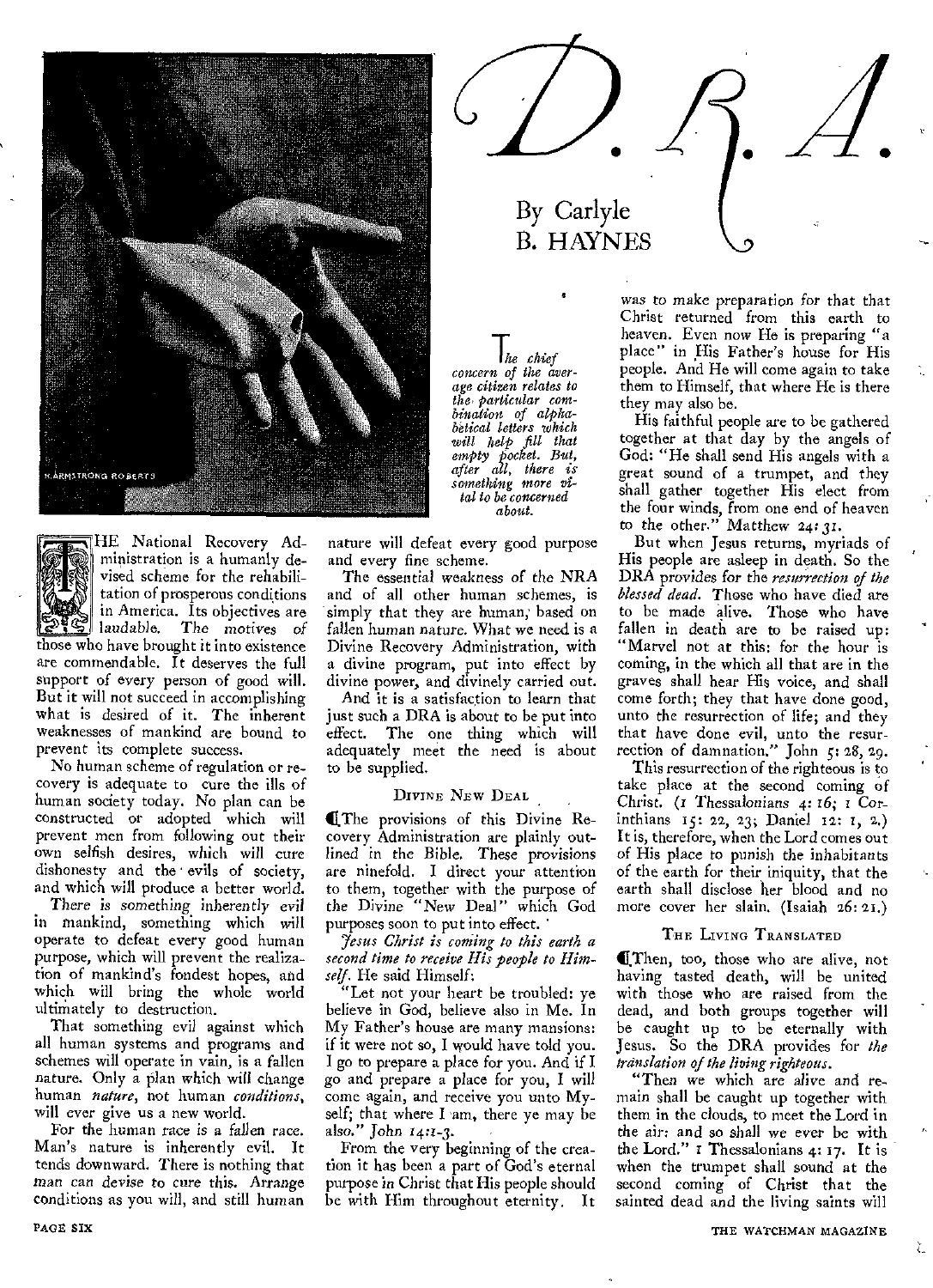# D. R. A.

By Carlyle B. HAYNES

*The chief concern of the average citizen relates to the particular combination of alphabetical letters which will help fill that empty pocket. But, after all, there is something more vital to be concerned about.*

THE National Recovery Administration is a humanly devised scheme for the rehabilitation of prosperous conditions in America. Its objectives are laudable. The motives of those who have brought it into existence are commendable. It deserves the full support of every person of good will. But it will not succeed in accomplishing what is desired of it. The inherent weaknesses of mankind are bound to prevent its complete success.

No human scheme of regulation or recovery is adequate to cure the ills of human society today. No plan can be constructed or adopted which will prevent men from following out their own selfish desires, which will cure dishonesty and the evils of society, and which will produce a better world.

*There is something inherently evil* in mankind, something which will operate to defeat every good human purpose, which will prevent the realization of mankind's fondest hopes, and which will bring the whole world ultimately to destruction.

That something evil against which all human systems and programs and schemes will operate in vain, is a fallen nature. Only a plan which will change human *nature*, not human *conditions*, will ever give us a new world.

For the human race is a fallen race. Man's nature is inherently evil. It tends downward. There is nothing that man can devise to cure this. Arrange conditions as you will, and still human nature will defeat every good purpose and every fine scheme.

The essential weakness of the NRA and of all other human schemes, is simply that they are human, based on fallen human nature. What we need is a Divine Recovery Administration, with a divine program, put into effect by divine power, and divinely carried out.

And it is a satisfaction to learn that just such a DRA is about to be put into effect. The one thing which will adequately meet the need is about to be supplied.

### Divine New Deal

The provisions of this Divine Recovery Administration are plainly outlined in the Bible. These provisions are ninefold. I direct your attention to them, together with the purpose of the Divine "New Deal" which God purposes soon to put into effect.

*Jesus Christ is coming to this earth a second time to receive His people to Himself.* He said Himself:

"Let not your heart be troubled: ye believe in God, believe also in Me. In My Father's house are many mansions: if it were not so, I would have told you. I go to prepare a place for you. And if I go and prepare a place for you, I will come again, and receive you unto Myself; that where I am, there ye may be also." John 14:1-3.

From the very beginning of the creation it has been a part of God's eternal purpose in Christ that His people should be with Him throughout eternity. It was to make preparation for that that Christ returned from this earth to heaven. Even now He is preparing "a place" in His Father's house for His people. And He will come again to take them to Himself, that where He is there they may also be.

His faithful people are to be gathered together at that day by the angels of God: "He shall send His angels with a great sound of a trumpet, and they shall gather together His elect from the four winds, from one end of heaven to the other." Matthew 24:31.

But when Jesus returns, myriads of His people are asleep in death. So the DRA provides for the *resurrection of the blessed dead.* Those who have died are to be made alive. Those who have fallen in death are to be raised up: "Marvel not at this: for the hour is coming, in the which all that are in the graves shall hear His voice, and shall come forth; they that have done good, unto the resurrection of life; and they that have done evil, unto the resurrection of damnation." John 5:28, 29.

This resurrection of the righteous is to take place at the second coming of Christ. (1 Thessalonians 4:16; 1 Corinthians 15:22, 23; Daniel 12:1, 2.) It is, therefore, when the Lord comes out of His place to punish the inhabitants of the earth for their iniquity, that the earth shall disclose her blood and no more cover her slain. (Isaiah 26:21.)

### The Living Translated

Then, too, those who are alive, not having tasted death, will be united with those who are raised from the dead, and both groups together will be caught up to be eternally with Jesus. So the DRA provides for *the translation of the living righteous.*

"Then we which are alive and remain shall be caught up together with them in the clouds, to meet the Lord in the air: and so shall we ever be with the Lord." 1 Thessalonians 4:17. It is when the trumpet shall sound at the second coming of Christ that the sainted dead and the living saints will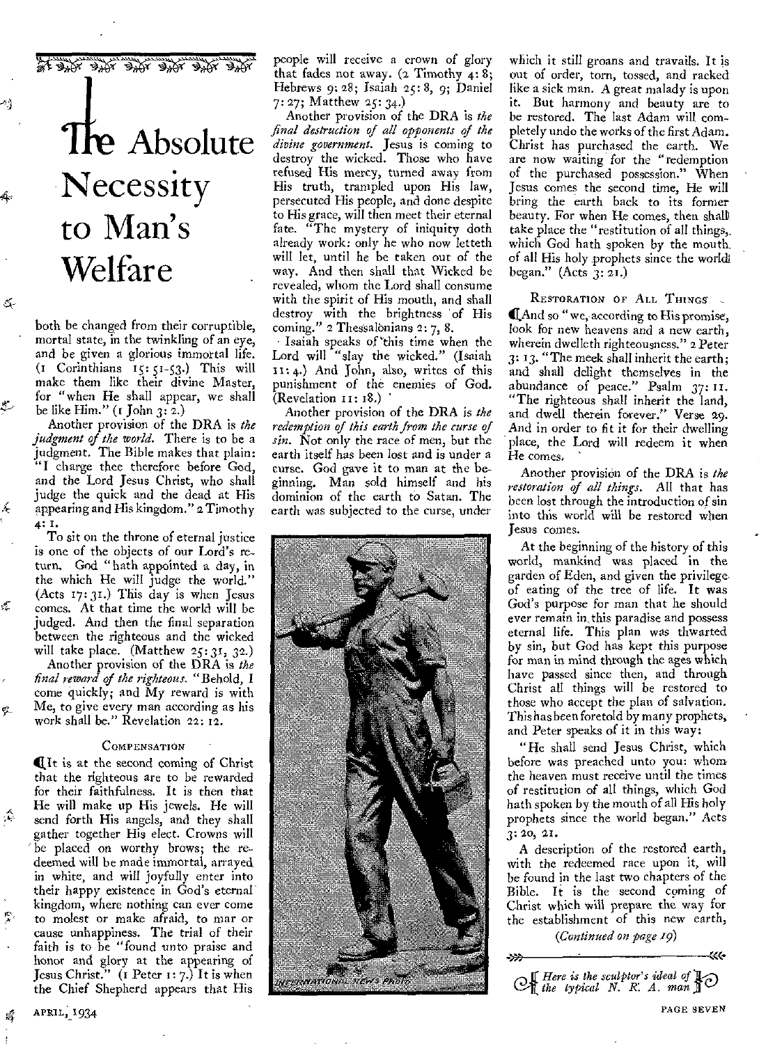# The Absolute Necessity to Man's Welfare

both be changed from their corruptible, mortal state, in the twinkling of an eye, and be given a glorious immortal life. (1 Corinthians 15: 51-53.) This will make them like their divine Master, for "when He shall appear, we shall be like Him." (1 John 3: 2.)

Another provision of the DRA is *the judgment of the world.* There is to be a judgment. The Bible makes that plain: "I charge thee therefore before God, and the Lord Jesus Christ, who shall judge the quick and the dead at His appearing and His kingdom." 2 Timothy 4: 1.

To sit on the throne of eternal justice is one of the objects of our Lord's return. God "hath appointed a day, in the which He will judge the world." (Acts 17: 31.) This day is when Jesus comes. At that time the world will be judged. And then the final separation between the righteous and the wicked will take place. (Matthew 25: 31, 32.)

Another provision of the DRA is *the final reward of the righteous.* "Behold, I come quickly; and My reward is with Me, to give every man according as his work shall be." Revelation 22: 12.

### Compensation

It is at the second coming of Christ that the righteous are to be rewarded for their faithfulness. It is then that He will make up His jewels. He will send forth His angels, and they shall gather together His elect. Crowns will be placed on worthy brows; the redeemed will be made immortal, arrayed in white, and will joyfully enter into their happy existence in God's eternal kingdom, where nothing can ever come to molest or make afraid, to mar or cause unhappiness. The trial of their faith is to be "found unto praise and honor and glory at the appearing of Jesus Christ." (1 Peter 1: 7.) It is when the Chief Shepherd appears that His people will receive a crown of glory that fades not away. (2 Timothy 4: 8; Hebrews 9: 28; Isaiah 25: 8, 9; Daniel 7: 27; Matthew 25: 34.)

Another provision of the DRA is *the final destruction of all opponents of the divine government.* Jesus is coming to destroy the wicked. Those who have refused His mercy, turned away from His truth, trampled upon His law, persecuted His people, and done despite to His grace, will then meet their eternal fate. "The mystery of iniquity doth already work: only he who now letteth will let, until he be taken out of the way. And then shall that Wicked be revealed, whom the Lord shall consume with the spirit of His mouth, and shall destroy with the brightness of His coming." 2 Thessalonians 2: 7, 8.

Isaiah speaks of this time when the Lord will "slay the wicked." (Isaiah 11: 4.) And John, also, writes of this punishment of the enemies of God. (Revelation 11: 18.)

Another provision of the DRA is *the redemption of this earth from the curse of sin.* Not only the race of men, but the earth itself has been lost and is under a curse. God gave it to man at the beginning. Man sold himself and his dominion of the earth to Satan. The earth was subjected to the curse, under which it still groans and travails. It is out of order, torn, tossed, and racked like a sick man. A great malady is upon it. But harmony and beauty are to be restored. The last Adam will completely undo the works of the first Adam. Christ has purchased the earth. We are now waiting for the "redemption of the purchased possession." When Jesus comes the second time, He will bring the earth back to its former beauty. For when He comes, then shall take place the "restitution of all things, which God hath spoken by the mouth of all His holy prophets since the world began." (Acts 3: 21.)

### Restoration of All Things

And so "we, according to His promise, look for new heavens and a new earth, wherein dwelleth righteousness." 2 Peter 3: 13. "The meek shall inherit the earth; and shall delight themselves in the abundance of peace." Psalm 37: 11. "The righteous shall inherit the land, and dwell therein forever." Verse 29. And in order to fit it for their dwelling place, the Lord will redeem it when He comes.

Another provision of the DRA is *the restoration of all things.* All that has been lost through the introduction of sin into this world will be restored when Jesus comes.

At the beginning of the history of this world, mankind was placed in the garden of Eden, and given the privilege of eating of the tree of life. It was God's purpose for man that he should ever remain in this paradise and possess eternal life. This plan was thwarted by sin, but God has kept this purpose for man in mind through the ages which have passed since then, and through Christ all things will be restored to those who accept the plan of salvation. This has been foretold by many prophets, and Peter speaks of it in this way:

"He shall send Jesus Christ, which before was preached unto you: whom the heaven must receive until the times of restitution of all things, which God hath spoken by the mouth of all His holy prophets since the world began." Acts 3: 20, 21.

A description of the restored earth, with the redeemed race upon it, will be found in the last two chapters of the Bible. It is the second coming of Christ which will prepare the way for the establishment of this new earth,

*(Continued on page 19)*

*Here is the sculptor's ideal of the typical N. R. A. man*

INTERNATIONAL NEWS PHOTO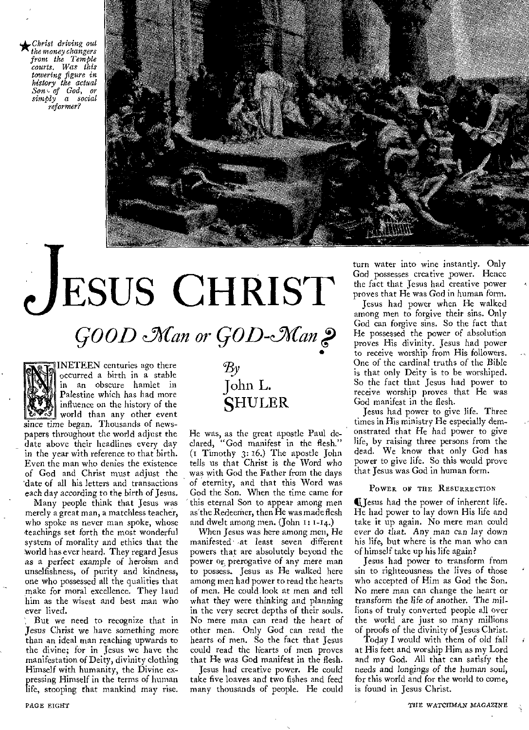*Christ driving out the money changers from the Temple courts. Was this towering figure in history the actual Son of God, or simply a social reformer?*

# JESUS CHRIST

## GOOD Man or GOD-Man?

By John L. SHULER

NINETEEN centuries ago there occurred a birth in a stable in an obscure hamlet in Palestine which has had more influence on the history of the world than any other event since time began. Thousands of newspapers throughout the world adjust the date above their headlines every day in the year with reference to that birth. Even the man who denies the existence of God and Christ must adjust the date of all his letters and transactions each day according to the birth of Jesus.

Many people think that Jesus was merely a great man, a matchless teacher, who spoke as never man spoke, whose teachings set forth the most wonderful system of morality and ethics that the world has ever heard. They regard Jesus as a perfect example of heroism and unselfishness, of purity and kindness, one who possessed all the qualities that make for moral excellence. They laud him as the wisest and best man who ever lived.

But we need to recognize that in Jesus Christ we have something more than an ideal man reaching upwards to the divine; for in Jesus we have the manifestation of Deity, divinity clothing Himself with humanity, the Divine expressing Himself in the terms of human life, stooping that mankind may rise. He was, as the great apostle Paul declared, "God manifest in the flesh." (1 Timothy 3: 16.) The apostle John tells us that Christ is the Word who was with God the Father from the days of eternity, and that this Word was God the Son. When the time came for this eternal Son to appear among men as the Redeemer, then He was made flesh and dwelt among men. (John 1: 1-14.)

When Jesus was here among men, He manifested at least seven different powers that are absolutely beyond the power or prerogative of any mere man to possess. Jesus as He walked here among men had power to read the hearts of men. He could look at men and tell what they were thinking and planning in the very secret depths of their souls. No mere man can read the heart of other men. Only God can read the hearts of men. So the fact that Jesus could read the hearts of men proves that He was God manifest in the flesh.

Jesus had creative power. He could take five loaves and two fishes and feed many thousands of people. He could turn water into wine instantly. Only God possesses creative power. Hence the fact that Jesus had creative power proves that He was God in human form.

Jesus had power when He walked among men to forgive their sins. Only God can forgive sins. So the fact that He possessed the power of absolution proves His divinity. Jesus had power to receive worship from His followers. One of the cardinal truths of the Bible is that only Deity is to be worshiped. So the fact that Jesus had power to receive worship proves that He was God manifest in the flesh.

Jesus had power to give life. Three times in His ministry He especially demonstrated that He had power to give life, by raising three persons from the dead. We know that only God has power to give life. So this would prove that Jesus was God in human form.

### Power of the Resurrection

Jesus had the power of inherent life. He had power to lay down His life and take it up again. No mere man could ever do *that*. Any man can lay down his life, but where is the man who can of himself take up his life again?

Jesus had power to transform from sin to righteousness the lives of those who accepted of Him as God the Son. No mere man can change the heart or transform the life of another. The millions of truly converted people all over the world are just so many millions of proofs of the divinity of Jesus Christ.

Today I would with them of old fall at His feet and worship Him as my Lord and my God. All that can satisfy the needs and longings of the human soul, for this world and for the world to come, is found in Jesus Christ.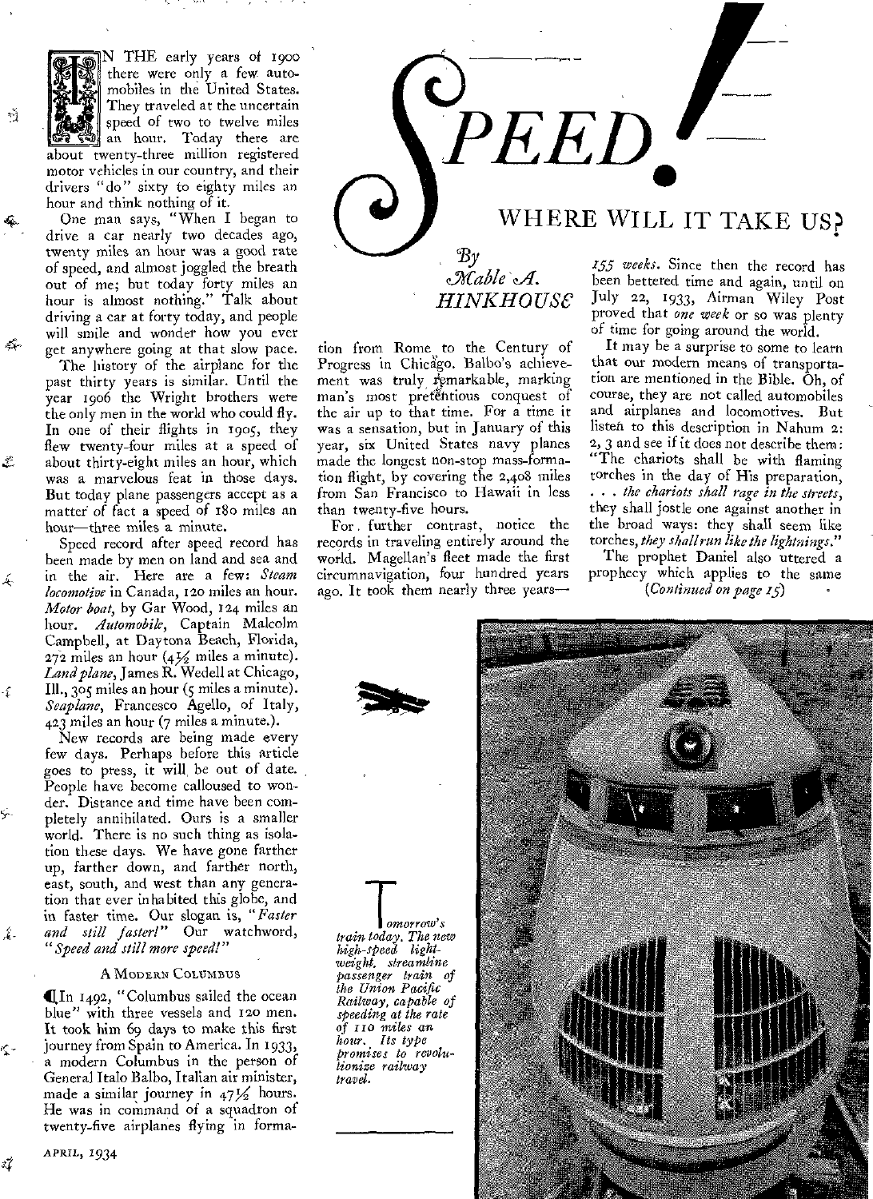# SPEED! WHERE WILL IT TAKE US?

*By* Mable A. HINKHOUSE

IN THE early years of 1900 there were only a few automobiles in the United States. They traveled at the uncertain speed of two to twelve miles an hour. Today there are about twenty-three million registered motor vehicles in our country, and their drivers "do" sixty to eighty miles an hour and think nothing of it.

One man says, "When I began to drive a car nearly two decades ago, twenty miles an hour was a good rate of speed, and almost joggled the breath out of me; but today forty miles an hour is almost nothing." Talk about driving a car at forty today, and people will smile and wonder how you ever get anywhere going at that slow pace.

The history of the airplane for the past thirty years is similar. Until the year 1906 the Wright brothers were the only men in the world who could fly. In one of their flights in 1905, they flew twenty-four miles at a speed of about thirty-eight miles an hour, which was a marvelous feat in those days. But today plane passengers accept as a matter of fact a speed of 180 miles an hour—three miles a minute.

Speed record after speed record has been made by men on land and sea and in the air. Here are a few: *Steam locomotive* in Canada, 120 miles an hour. *Motor boat*, by Gar Wood, 124 miles an hour. *Automobile*, Captain Malcolm Campbell, at Daytona Beach, Florida, 272 miles an hour (4½ miles a minute). *Land plane*, James R. Wedell at Chicago, Ill., 305 miles an hour (5 miles a minute). *Seaplane*, Francesco Agello, of Italy, 423 miles an hour (7 miles a minute.).

New records are being made every few days. Perhaps before this article goes to press, it will be out of date. People have become calloused to wonder. Distance and time have been completely annihilated. Ours is a smaller world. There is no such thing as isolation these days. We have gone farther up, farther down, and farther north, east, south, and west than any generation that ever inhabited this globe, and in faster time. Our slogan is, "*Faster and still faster!*" Our watchword, "*Speed and still more speed!*"

### A Modern Columbus

In 1492, "Columbus sailed the ocean blue" with three vessels and 120 men. It took him 69 days to make this first journey from Spain to America. In 1933, a modern Columbus in the person of General Italo Balbo, Italian air minister, made a similar journey in 47½ hours. He was in command of a squadron of twenty-five airplanes flying in formation from Rome to the Century of Progress in Chicago. Balbo's achievement was truly remarkable, marking man's most pretentious conquest of the air up to that time. For a time it was a sensation, but in January of this year, six United States navy planes made the longest non-stop mass-formation flight, by covering the 2,408 miles from San Francisco to Hawaii in less than twenty-five hours.

For further contrast, notice the records in traveling entirely around the world. Magellan's fleet made the first circumnavigation, four hundred years ago. It took them nearly three years—*155 weeks*. Since then the record has been bettered time and again, until on July 22, 1933, Airman Wiley Post proved that *one week* or so was plenty of time for going around the world.

It may be a surprise to some to learn that our modern means of transportation are mentioned in the Bible. Oh, of course, they are not called automobiles and airplanes and locomotives. But listen to this description in Nahum 2: 2, 3 and see if it does not describe them: "The chariots shall be with flaming torches in the day of His preparation, . . . *the chariots shall rage in the streets*, they shall jostle one against another in the broad ways: they shall seem like torches, *they shall run like the lightnings*."

The prophet Daniel also uttered a prophecy which applies to the same

*(Continued on page 15)*

*Tomorrow's train today. The new high-speed lightweight, streamline passenger train of the Union Pacific Railway, capable of speeding at the rate of 110 miles an hour. Its type promises to revolutionize railway travel.*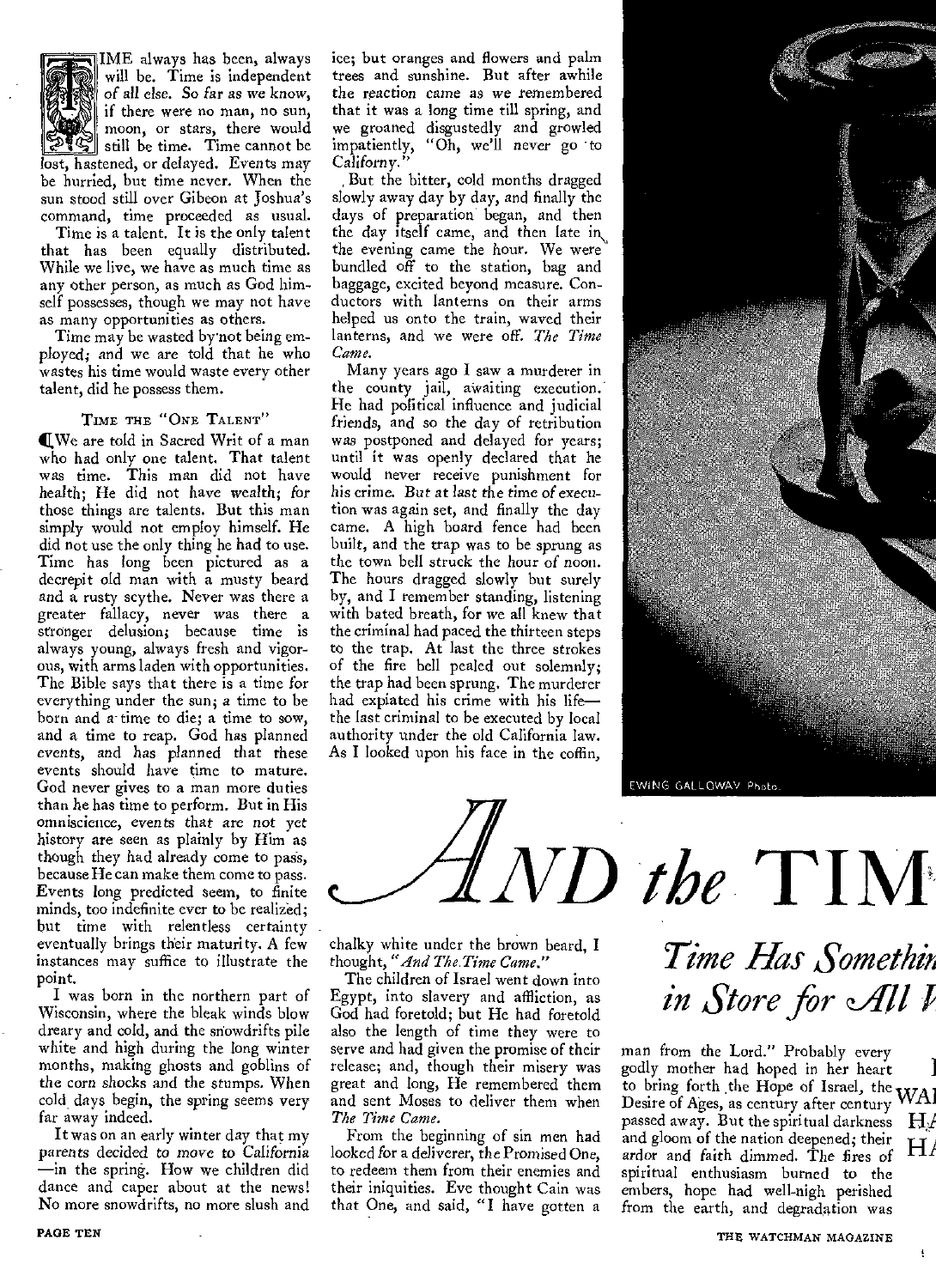# AND the TIM

## Time Has Somethin in Store for All

TIME always has been, always will be. Time is independent of all else. So far as we know, if there were no man, no sun, moon, or stars, there would still be time. Time cannot be lost, hastened, or delayed. Events may be hurried, but time never. When the sun stood still over Gibeon at Joshua's command, time proceeded as usual.

Time is a talent. It is the only talent that has been equally distributed. While we live, we have as much time as any other person, as much as God himself possesses, though we may not have as many opportunities as others.

Time may be wasted by not being employed; and we are told that he who wastes his time would waste every other talent, did he possess them.

### Time the "One Talent"

¶We are told in Sacred Writ of a man who had only one talent. That talent was time. This man did not have health; He did not have wealth; for those things are talents. But this man simply would not employ himself. He did not use the only thing he had to use. Time has long been pictured as a decrepit old man with a musty beard and a rusty scythe. Never was there a greater fallacy, never was there a stronger delusion; because time is always young, always fresh and vigorous, with arms laden with opportunities. The Bible says that there is a time for everything under the sun; a time to be born and a time to die; a time to sow, and a time to reap. God has planned events, and has planned that these events should have time to mature. God never gives to a man more duties than he has time to perform. But in His omniscience, events that are not yet history are seen as plainly by Him as though they had already come to pass, because He can make them come to pass. Events long predicted seem, to finite minds, too indefinite ever to be realized; but time with relentless certainty eventually brings their maturity. A few instances may suffice to illustrate the point.

I was born in the northern part of Wisconsin, where the bleak winds blow dreary and cold, and the snowdrifts pile white and high during the long winter months, making ghosts and goblins of the corn shocks and the stumps. When cold days begin, the spring seems very far away indeed.

It was on an early winter day that my parents decided to move to California—in the spring. How we children did dance and caper about at the news! No more snowdrifts, no more slush and ice; but oranges and flowers and palm trees and sunshine. But after awhile the reaction came as we remembered that it was a long time till spring, and we groaned disgustedly and growled impatiently, "Oh, we'll never go to Californy."

But the bitter, cold months dragged slowly away day by day, and finally the days of preparation began, and then the day itself came, and then late in the evening came the hour. We were bundled off to the station, bag and baggage, excited beyond measure. Conductors with lanterns on their arms helped us onto the train, waved their lanterns, and we were off. *The Time Came.*

Many years ago I saw a murderer in the county jail, awaiting execution. He had political influence and judicial friends, and so the day of retribution was postponed and delayed for years; until it was openly declared that he would never receive punishment for his crime. But at last the time of execution was again set, and finally the day came. A high board fence had been built, and the trap was to be sprung as the town bell struck the hour of noon. The hours dragged slowly but surely by, and I remember standing, listening with bated breath, for we all knew that the criminal had paced the thirteen steps to the trap. At last the three strokes of the fire bell pealed out solemnly; the trap had been sprung. The murderer had expiated his crime with his life—the last criminal to be executed by local authority under the old California law. As I looked upon his face in the coffin, chalky white under the brown beard, I thought, *"And The Time Came."*

The children of Israel went down into Egypt, into slavery and affliction, as God had foretold; but He had foretold also the length of time they were to serve and had given the promise of their release; and, though their misery was great and long, He remembered them and sent Moses to deliver them when *The Time Came.*

From the beginning of sin men had looked for a deliverer, the Promised One, to redeem them from their enemies and their iniquities. Eve thought Cain was that One, and said, "I have gotten a man from the Lord." Probably every godly mother had hoped in her heart to bring forth the Hope of Israel, the Desire of Ages, as century after century passed away. But the spiritual darkness and gloom of the nation deepened; their ardor and faith dimmed. The fires of spiritual enthusiasm burned to the embers, hope had well-nigh perished from the earth, and degradation was

EWING GALLOWAY Photo.

WA
H
H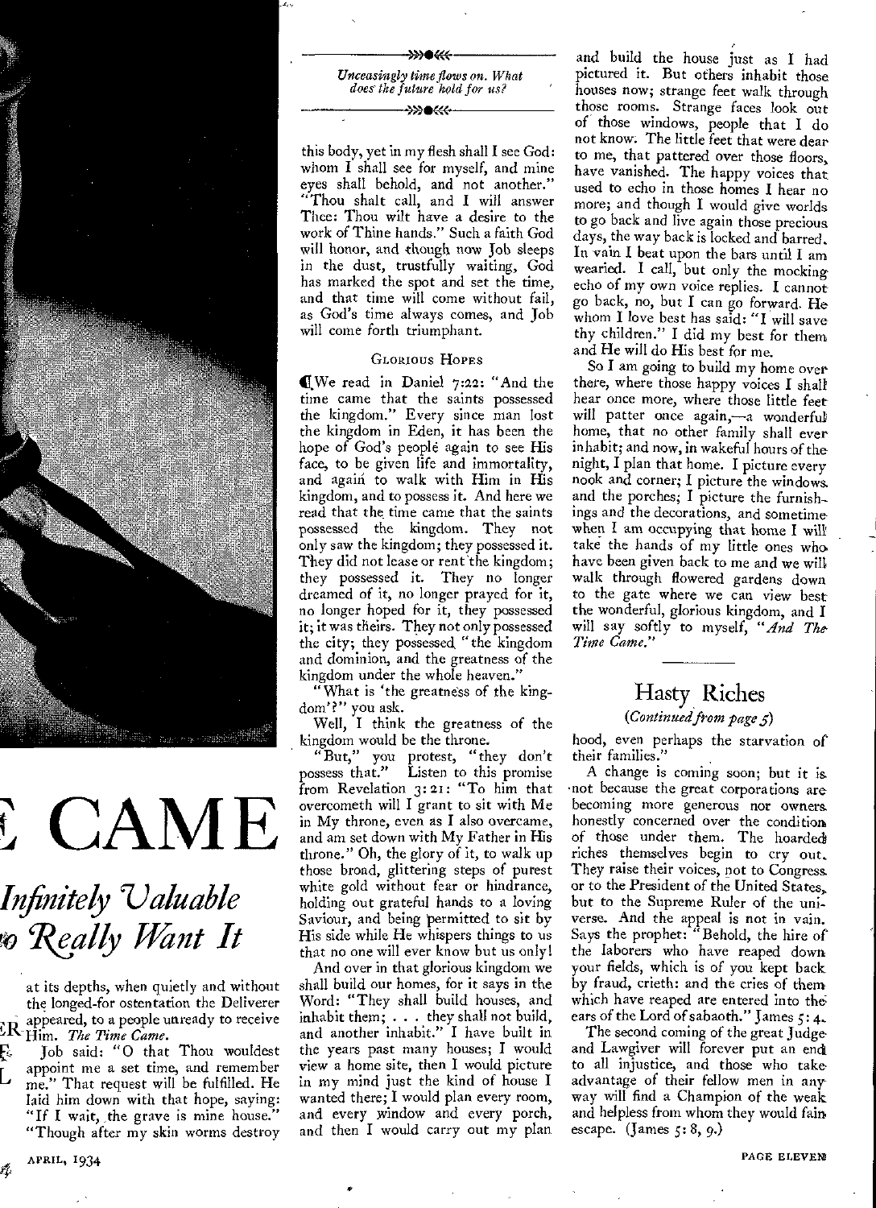# E CAME

## Infinitely Valuable
## o Really Want It

at its depths, when quietly and without the longed-for ostentation the Deliverer appeared, to a people unready to receive Him. *The Time Came.*

Job said: "O that Thou wouldest appoint me a set time, and remember me." That request will be fulfilled. He laid him down with that hope, saying: "If I wait, the grave is mine house." "Though after my skin worms destroy

*Unceasingly time flows on. What does the future hold for us?*

this body, yet in my flesh shall I see God: whom I shall see for myself, and mine eyes shall behold, and not another." "Thou shalt call, and I will answer Thee: Thou wilt have a desire to the work of Thine hands." Such a faith God will honor, and though now Job sleeps in the dust, trustfully waiting, God has marked the spot and set the time, and that time will come without fail, as God's time always comes, and Job will come forth triumphant.

### Glorious Hopes

We read in Daniel 7:22: "And the time came that the saints possessed the kingdom." Every since man lost the kingdom in Eden, it has been the hope of God's people again to see His face, to be given life and immortality, and again to walk with Him in His kingdom, and to possess it. And here we read that the time came that the saints possessed the kingdom. They not only saw the kingdom; they possessed it. They did not lease or rent the kingdom; they possessed it. They no longer dreamed of it, no longer prayed for it, no longer hoped for it, they possessed it; it was theirs. They not only possessed the city; they possessed "the kingdom and dominion, and the greatness of the kingdom under the whole heaven."

"What is 'the greatness of the kingdom'?" you ask.

Well, I think the greatness of the kingdom would be the throne.

"But," you protest, "they don't possess that." Listen to this promise from Revelation 3:21: "To him that overcometh will I grant to sit with Me in My throne, even as I also overcame, and am set down with My Father in His throne." Oh, the glory of it, to walk up those broad, glittering steps of purest white gold without fear or hindrance, holding out grateful hands to a loving Saviour, and being permitted to sit by His side while He whispers things to us that no one will ever know but us only!

And over in that glorious kingdom we shall build our homes, for it says in the Word: "They shall build houses, and inhabit them; . . . they shall not build, and another inhabit." I have built in the years past many houses; I would view a home site, then I would picture in my mind just the kind of house I wanted there; I would plan every room, and every window and every porch, and then I would carry out my plan and build the house just as I had pictured it. But others inhabit those houses now; strange feet walk through those rooms. Strange faces look out of those windows, people that I do not know. The little feet that were dear to me, that pattered over those floors, have vanished. The happy voices that used to echo in those homes I hear no more; and though I would give worlds to go back and live again those precious days, the way back is locked and barred. In vain I beat upon the bars until I am wearied. I call, but only the mocking echo of my own voice replies. I cannot go back, no, but I can go forward. He whom I love best has said: "I will save thy children." I did my best for them and He will do His best for me.

So I am going to build my home over there, where those happy voices I shall hear once more, where those little feet will patter once again,—a wonderful home, that no other family shall ever inhabit; and now, in wakeful hours of the night, I plan that home. I picture every nook and corner; I picture the windows and the porches; I picture the furnishings and the decorations, and sometime when I am occupying that home I will take the hands of my little ones who have been given back to me and we will walk through flowered gardens down to the gate where we can view best the wonderful, glorious kingdom, and I will say softly to myself, "*And The Time Came.*"

## Hasty Riches

*(Continued from page 5)*

hood, even perhaps the starvation of their families."

A change is coming soon; but it is not because the great corporations are becoming more generous nor owners honestly concerned over the condition of those under them. The hoarded riches themselves begin to cry out. They raise their voices, not to Congress or to the President of the United States, but to the Supreme Ruler of the universe. And the appeal is not in vain. Says the prophet: "Behold, the hire of the laborers who have reaped down your fields, which is of you kept back by fraud, crieth: and the cries of them which have reaped are entered into the ears of the Lord of sabaoth." James 5:4.

The second coming of the great Judge and Lawgiver will forever put an end to all injustice, and those who take advantage of their fellow men in any way will find a Champion of the weak and helpless from whom they would fain escape. (James 5:8, 9.)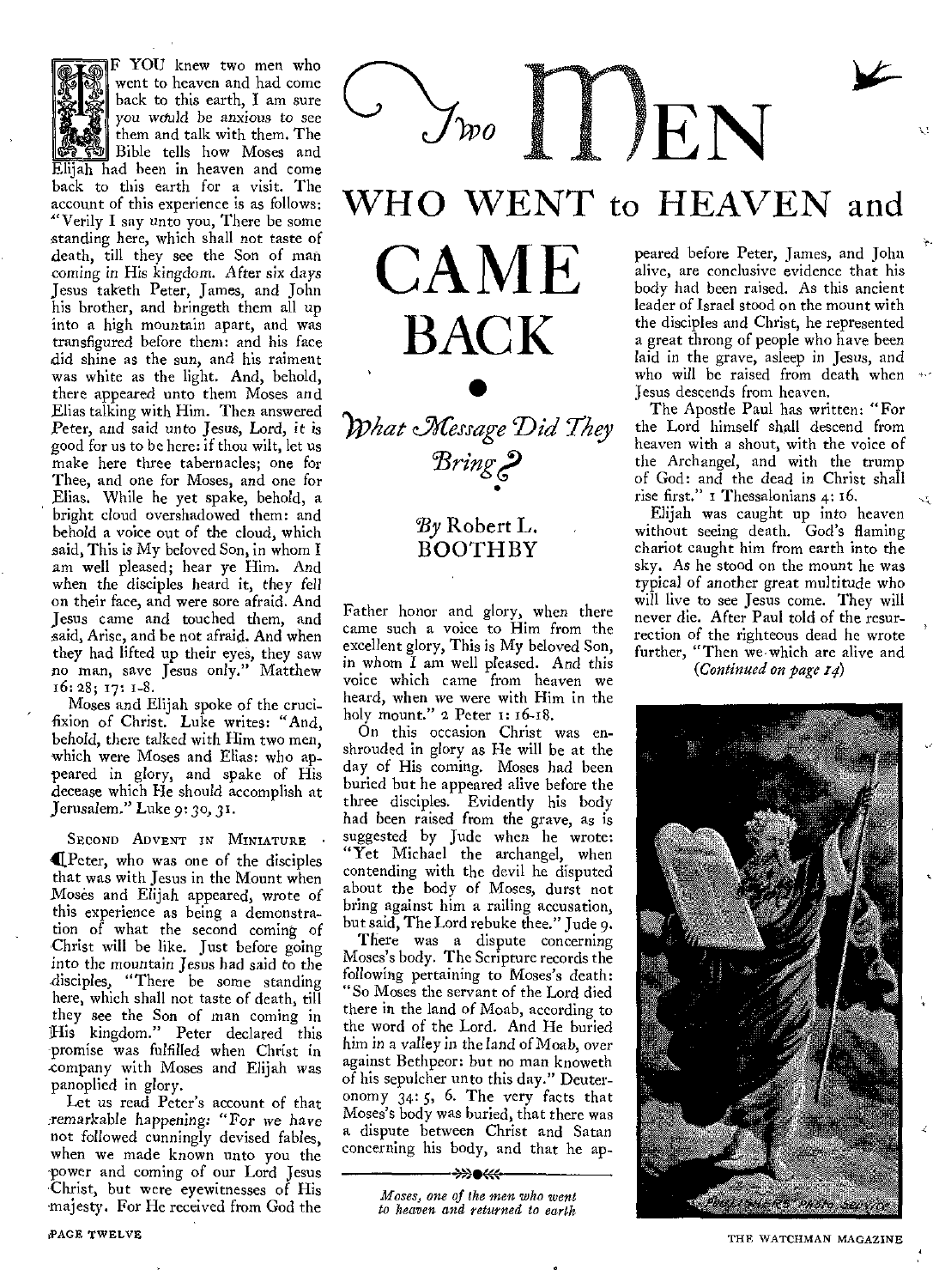# Two MEN WHO WENT to HEAVEN and CAME BACK

## *What Message Did They Bring?*

*By* Robert L. BOOTHBY

IF YOU knew two men who went to heaven and had come back to this earth, I am sure you would be anxious to see them and talk with them. The Bible tells how Moses and Elijah had been in heaven and come back to this earth for a visit. The account of this experience is as follows: "Verily I say unto you, There be some standing here, which shall not taste of death, till they see the Son of man coming in His kingdom. After six days Jesus taketh Peter, James, and John his brother, and bringeth them all up into a high mountain apart, and was transfigured before them: and his face did shine as the sun, and his raiment was white as the light. And, behold, there appeared unto them Moses and Elias talking with Him. Then answered Peter, and said unto Jesus, Lord, it is good for us to be here: if thou wilt, let us make here three tabernacles; one for Thee, and one for Moses, and one for Elias. While he yet spake, behold, a bright cloud overshadowed them: and behold a voice out of the cloud, which said, This is My beloved Son, in whom I am well pleased; hear ye Him. And when the disciples heard it, they fell on their face, and were sore afraid. And Jesus came and touched them, and said, Arise, and be not afraid. And when they had lifted up their eyes, they saw no man, save Jesus only." Matthew 16:28; 17:1-8.

Moses and Elijah spoke of the crucifixion of Christ. Luke writes: "And, behold, there talked with Him two men, which were Moses and Elias: who appeared in glory, and spake of His decease which He should accomplish at Jerusalem." Luke 9:30, 31.

### Second Advent in Miniature

Peter, who was one of the disciples that was with Jesus in the Mount when Moses and Elijah appeared, wrote of this experience as being a demonstration of what the second coming of Christ will be like. Just before going into the mountain Jesus had said to the disciples, "There be some standing here, which shall not taste of death, till they see the Son of man coming in His kingdom." Peter declared this promise was fulfilled when Christ in company with Moses and Elijah was panoplied in glory.

Let us read Peter's account of that remarkable happening: "For we have not followed cunningly devised fables, when we made known unto you the power and coming of our Lord Jesus Christ, but were eyewitnesses of His majesty. For He received from God the Father honor and glory, when there came such a voice to Him from the excellent glory, This is My beloved Son, in whom I am well pleased. And this voice which came from heaven we heard, when we were with Him in the holy mount." 2 Peter 1:16-18.

On this occasion Christ was enshrouded in glory as He will be at the day of His coming. Moses had been buried but he appeared alive before the three disciples. Evidently his body had been raised from the grave, as is suggested by Jude when he wrote: "Yet Michael the archangel, when contending with the devil he disputed about the body of Moses, durst not bring against him a railing accusation, but said, The Lord rebuke thee." Jude 9.

There was a dispute concerning Moses's body. The Scripture records the following pertaining to Moses's death: "So Moses the servant of the Lord died there in the land of Moab, according to the word of the Lord. And He buried him in a valley in the land of Moab, over against Bethpeor: but no man knoweth of his sepulcher unto this day." Deuteronomy 34:5, 6. The very facts that Moses's body was buried, that there was a dispute between Christ and Satan concerning his body, and that he appeared before Peter, James, and John alive, are conclusive evidence that his body had been raised. As this ancient leader of Israel stood on the mount with the disciples and Christ, he represented a great throng of people who have been laid in the grave, asleep in Jesus, and who will be raised from death when Jesus descends from heaven.

The Apostle Paul has written: "For the Lord himself shall descend from heaven with a shout, with the voice of the Archangel, and with the trump of God: and the dead in Christ shall rise first." 1 Thessalonians 4:16.

Elijah was caught up into heaven without seeing death. God's flaming chariot caught him from earth into the sky. As he stood on the mount he was typical of another great multitude who will live to see Jesus come. They will never die. After Paul told of the resurrection of the righteous dead he wrote further, "Then we which are alive and

*(Continued on page 14)*

*Moses, one of the men who went to heaven and returned to earth*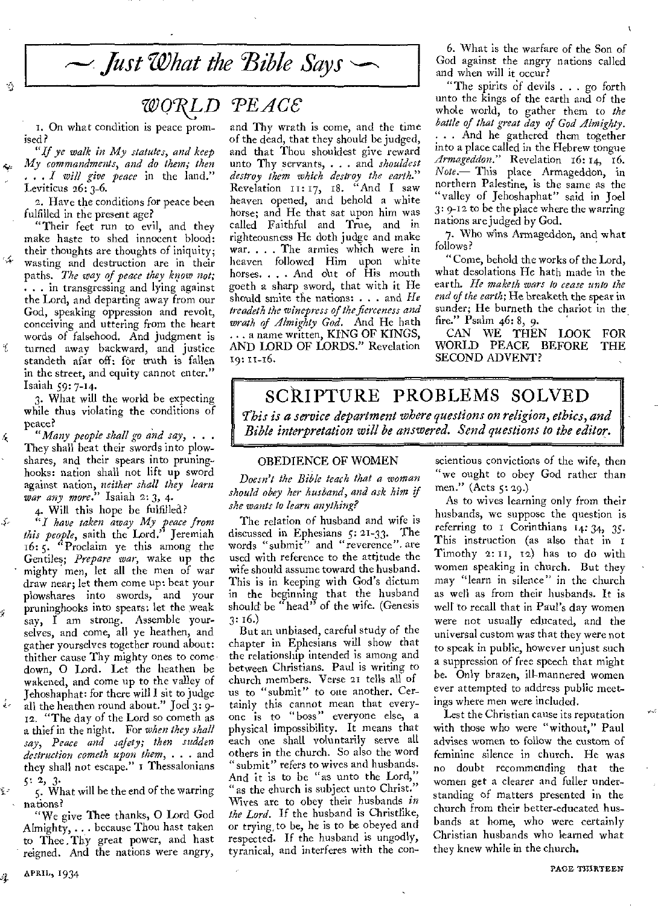# Just What the Bible Says

## WORLD PEACE

1. On what condition is peace promised?

"*If ye walk in My statutes, and keep My commandments, and do them; then . . . I will give peace* in the land." Leviticus 26: 3-6.

2. Have the conditions for peace been fulfilled in the present age?

"Their feet run to evil, and they make haste to shed innocent blood: their thoughts are thoughts of iniquity; wasting and destruction are in their paths. *The way of peace they know not;* . . . in transgressing and lying against the Lord, and departing away from our God, speaking oppression and revolt, conceiving and uttering from the heart words of falsehood. And judgment is turned away backward, and justice standeth afar off: for truth is fallen in the street, and equity cannot enter." Isaiah 59: 7-14.

3. What will the world be expecting while thus violating the conditions of peace?

"*Many people shall go and say,* . . . They shall beat their swords into plowshares, and their spears into pruninghooks: nation shall not lift up sword against nation, *neither shall they learn war any more.*" Isaiah 2: 3, 4.

4. Will this hope be fulfilled?

"*I have taken away My peace from this people,* saith the Lord." Jeremiah 16: 5. "Proclaim ye this among the Gentiles; *Prepare war,* wake up the mighty men, let all the men of war draw near; let them come up: beat your plowshares into swords, and your pruninghooks into spears: let the weak say, I am strong. Assemble yourselves, and come, all ye heathen, and gather yourselves together round about: thither cause Thy mighty ones to come down, O Lord. Let the heathen be wakened, and come up to the valley of Jehoshaphat: for there will I sit to judge all the heathen round about." Joel 3: 9-12. "The day of the Lord so cometh as a thief in the night. For *when they shall say, Peace and safety; then sudden destruction cometh upon them,* . . . and they shall not escape." 1 Thessalonians 5: 2, 3.

5. What will be the end of the warring nations?

"We give Thee thanks, O Lord God Almighty, . . . because Thou hast taken to Thee Thy great power, and hast reigned. And the nations were angry, and Thy wrath is come, and the time of the dead, that they should be judged, and that Thou shouldest give reward unto Thy servants, . . . and *shouldest destroy them which destroy the earth.*" Revelation 11: 17, 18. "And I saw heaven opened, and behold a white horse; and He that sat upon him was called Faithful and True, and in righteousness He doth judge and make war. . . . The armies which were in heaven followed Him upon white horses. . . . And out of His mouth goeth a sharp sword, that with it He should smite the nations: . . . and *He treadeth the winepress of the fierceness and wrath of Almighty God.* And He hath . . . a name written, KING OF KINGS, AND LORD OF LORDS." Revelation 19: 11-16.

6. What is the warfare of the Son of God against the angry nations called and when will it occur?

"The spirits of devils . . . go forth unto the kings of the earth and of the whole world, to gather them to *the battle of that great day of God Almighty.* . . . And he gathered them together into a place called in the Hebrew tongue *Armageddon.*" Revelation 16: 14, 16. *Note.*— This place Armageddon, in northern Palestine, is the same as the "valley of Jehoshaphat" said in Joel 3: 9-12 to be the place where the warring nations are judged by God.

7. Who wins Armageddon, and what follows?

"Come, behold the works of the Lord, what desolations He hath made in the earth. *He maketh wars to cease unto the end of the earth;* He breaketh the spear in sunder; He burneth the chariot in the fire." Psalm 46: 8, 9.

CAN WE THEN LOOK FOR WORLD PEACE BEFORE THE SECOND ADVENT?

# SCRIPTURE PROBLEMS SOLVED

*This is a service department where questions on religion, ethics, and Bible interpretation will be answered. Send questions to the editor.*

### OBEDIENCE OF WOMEN

*Doesn't the Bible teach that a woman should obey her husband, and ask him if she wants to learn anything?*

The relation of husband and wife is discussed in Ephesians 5: 21-33. The words "submit" and "reverence" are used with reference to the attitude the wife should assume toward the husband. This is in keeping with God's dictum in the beginning that the husband should be "head" of the wife. (Genesis 3: 16.)

But an unbiased, careful study of the chapter in Ephesians will show that the relationship intended is among and between Christians. Paul is writing to church members. Verse 21 tells all of us to "submit" to one another. Certainly this cannot mean that everyone is to "boss" everyone else, a physical impossibility. It means that each one shall voluntarily serve all others in the church. So also the word "submit" refers to wives and husbands. And it is to be "as unto the Lord," "as the church is subject unto Christ." Wives are to obey their husbands *in the Lord.* If the husband is Christlike, or trying to be, he is to be obeyed and respected. If the husband is ungodly, tyrannical, and interferes with the conscientious convictions of the wife, then "we ought to obey God rather than men." (Acts 5: 29.)

As to wives learning only from their husbands, we suppose the question is referring to 1 Corinthians 14: 34, 35. This instruction (as also that in 1 Timothy 2: 11, 12) has to do with women speaking in church. But they may "learn in silence" in the church as well as from their husbands. It is well to recall that in Paul's day women were not usually educated, and the universal custom was that they were not to speak in public, however unjust such a suppression of free speech that might be. Only brazen, ill-mannered women ever attempted to address public meetings where men were included.

Lest the Christian cause its reputation with those who were "without," Paul advises women to follow the custom of feminine silence in church. He was no doubt recommending that the women get a clearer and fuller understanding of matters presented in the church from their better-educated husbands at home, who were certainly Christian husbands who learned what they knew while in the church.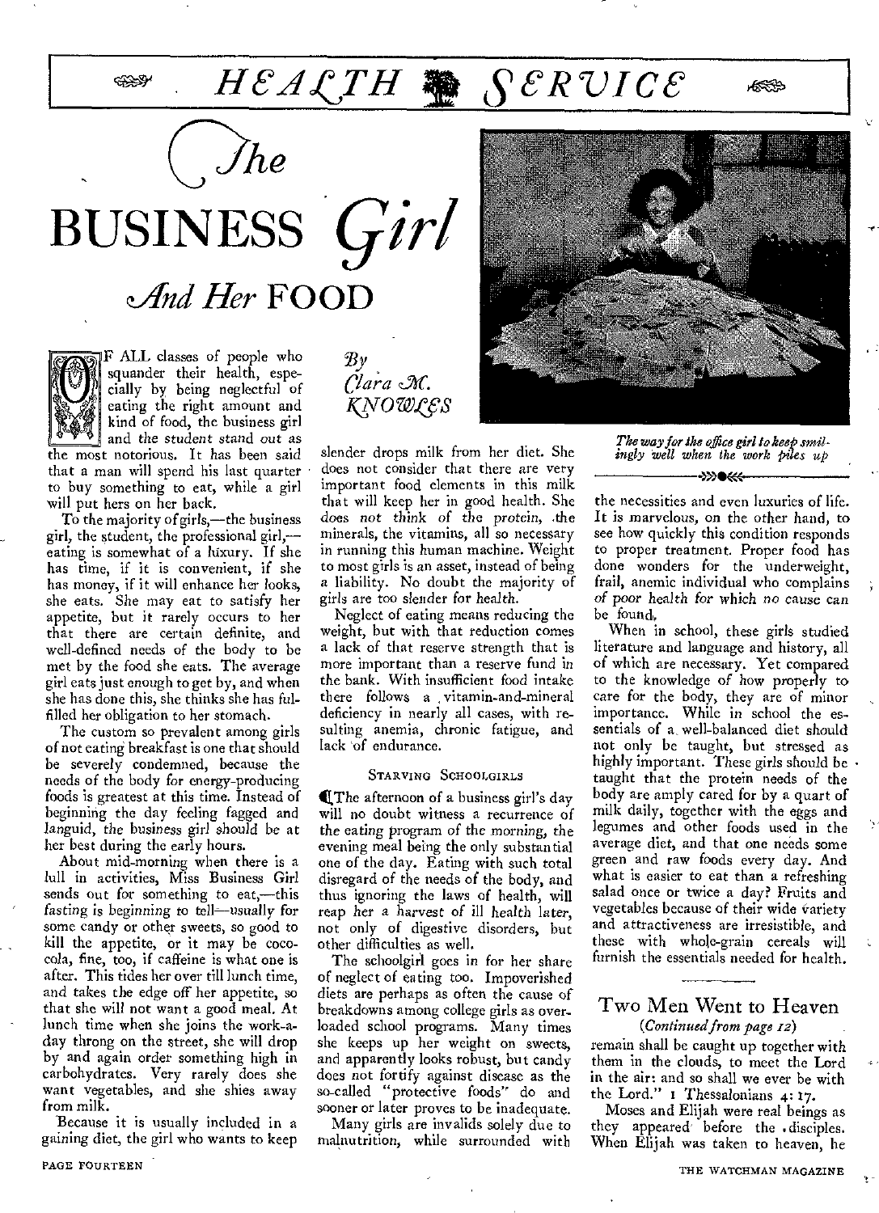# HEALTH SERVICE

# The BUSINESS Girl And Her FOOD

*By Clara M. KNOWLES*

*The way for the office girl to keep smilingly well when the work piles up*

OF ALL classes of people who squander their health, especially by being neglectful of eating the right amount and kind of food, the business girl and the student stand out as the most notorious. It has been said that a man will spend his last quarter to buy something to eat, while a girl will put hers on her back.

To the majority of girls,—the business girl, the student, the professional girl,—eating is somewhat of a luxury. If she has time, if it is convenient, if she has money, if it will enhance her looks, she eats. She may eat to satisfy her appetite, but it rarely occurs to her that there are certain definite, and well-defined needs of the body to be met by the food she eats. The average girl eats just enough to get by, and when she has done this, she thinks she has fulfilled her obligation to her stomach.

The custom so prevalent among girls of not eating breakfast is one that should be severely condemned, because the needs of the body for energy-producing foods is greatest at this time. Instead of beginning the day feeling fagged and languid, the business girl should be at her best during the early hours.

About mid-morning when there is a lull in activities, Miss Business Girl sends out for something to eat,—this fasting is beginning to tell—usually for some candy or other sweets, so good to kill the appetite, or it may be coco-cola, fine, too, if caffeine is what one is after. This tides her over till lunch time, and takes the edge off her appetite, so that she will not want a good meal. At lunch time when she joins the work-a-day throng on the street, she will drop by and again order something high in carbohydrates. Very rarely does she want vegetables, and she shies away from milk.

Because it is usually included in a gaining diet, the girl who wants to keep slender drops milk from her diet. She does not consider that there are very important food elements in this milk that will keep her in good health. She does not think of the protein, the minerals, the vitamins, all so necessary in running this human machine. Weight to most girls is an asset, instead of being a liability. No doubt the majority of girls are too slender for health.

Neglect of eating means reducing the weight, but with that reduction comes a lack of that reserve strength that is more important than a reserve fund in the bank. With insufficient food intake there follows a vitamin-and-mineral deficiency in nearly all cases, with resulting anemia, chronic fatigue, and lack of endurance.

### STARVING SCHOOLGIRLS

The afternoon of a business girl's day will no doubt witness a recurrence of the eating program of the morning, the evening meal being the only substantial one of the day. Eating with such total disregard of the needs of the body, and thus ignoring the laws of health, will reap her a harvest of ill health later, not only of digestive disorders, but other difficulties as well.

The schoolgirl goes in for her share of neglect of eating too. Impoverished diets are perhaps as often the cause of breakdowns among college girls as overloaded school programs. Many times she keeps up her weight on sweets, and apparently looks robust, but candy does not fortify against disease as the so-called "protective foods" do and sooner or later proves to be inadequate.

Many girls are invalids solely due to malnutrition, while surrounded with the necessities and even luxuries of life. It is marvelous, on the other hand, to see how quickly this condition responds to proper treatment. Proper food has done wonders for the underweight, frail, anemic individual who complains of poor health for which no cause can be found.

When in school, these girls studied literature and language and history, all of which are necessary. Yet compared to the knowledge of how properly to care for the body, they are of minor importance. While in school the essentials of a well-balanced diet should not only be taught, but stressed as highly important. These girls should be taught that the protein needs of the body are amply cared for by a quart of milk daily, together with the eggs and legumes and other foods used in the average diet, and that one needs some green and raw foods every day. And what is easier to eat than a refreshing salad once or twice a day? Fruits and vegetables because of their wide variety and attractiveness are irresistible, and these with whole-grain cereals will furnish the essentials needed for health.

## Two Men Went to Heaven

*(Continued from page 12)*

remain shall be caught up together with them in the clouds, to meet the Lord in the air: and so shall we ever be with the Lord." 1 Thessalonians 4:17.

Moses and Elijah were real beings as they appeared before the disciples. When Elijah was taken to heaven, he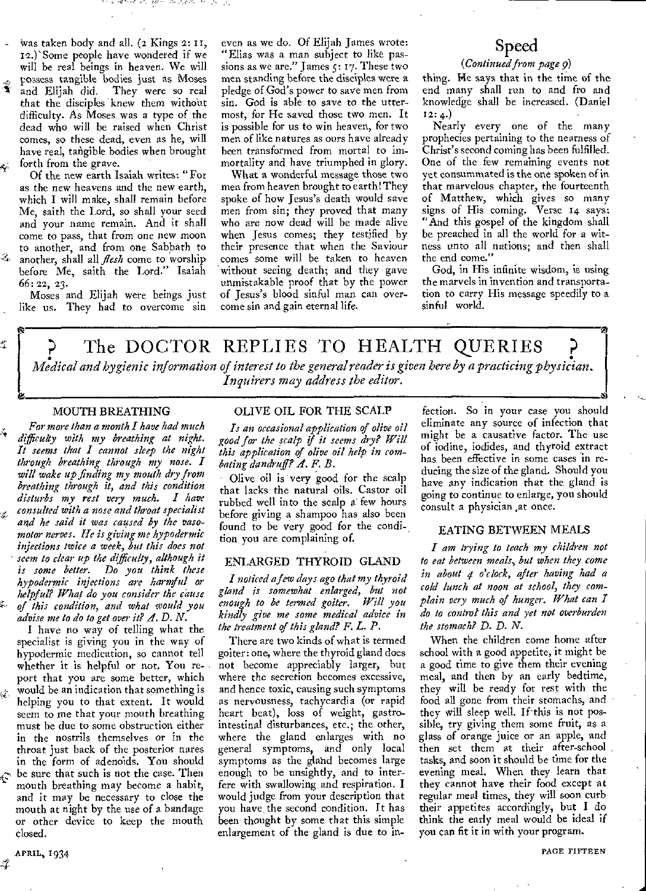was taken body and all. (2 Kings 2: 11, 12.) Some people have wondered if we will be real beings in heaven. We will possess tangible bodies just as Moses and Elijah did. They were so real that the disciples knew them without difficulty. As Moses was a type of the dead who will be raised when Christ comes, so these dead, even as he, will have real, tangible bodies when brought forth from the grave.

Of the new earth Isaiah writes: "For as the new heavens and the new earth, which I will make, shall remain before Me, saith the Lord, so shall your seed and your name remain. And it shall come to pass, that from one new moon to another, and from one Sabbath to another, shall all *flesh* come to worship before Me, saith the Lord." Isaiah 66: 22, 23.

Moses and Elijah were beings just like us. They had to overcome sin even as we do. Of Elijah James wrote: "Elias was a man subject to like passions as we are." James 5: 17. These two men standing before the disciples were a pledge of God's power to save men from sin. God is able to save to the uttermost, for He saved those two men. It is possible for us to win heaven, for two men of like natures as ours have already been transformed from mortal to immortality and have triumphed in glory.

What a wonderful message those two men from heaven brought to earth! They spoke of how Jesus's death would save men from sin; they proved that many who are now dead will be made alive when Jesus comes; they testified by their presence that when the Saviour comes some will be taken to heaven without seeing death; and they gave unmistakable proof that by the power of Jesus's blood sinful man can overcome sin and gain eternal life.

## Speed

*(Continued from page 9)*

thing. He says that in the time of the end many shall run to and fro and knowledge shall be increased. (Daniel 12: 4.)

Nearly every one of the many prophecies pertaining to the nearness of Christ's second coming has been fulfilled. One of the few remaining events not yet consummated is the one spoken of in that marvelous chapter, the fourteenth of Matthew, which gives so many signs of His coming. Verse 14 says: "And this gospel of the kingdom shall be preached in all the world for a witness unto all nations; and then shall the end come."

God, in His infinite wisdom, is using the marvels in invention and transportation to carry His message speedily to a sinful world.

# ? The DOCTOR REPLIES TO HEALTH QUERIES ?

*Medical and hygienic information of interest to the general reader is given here by a practicing physician. Inquirers may address the editor.*

### MOUTH BREATHING

*For more than a month I have had much difficulty with my breathing at night. It seems that I cannot sleep the night through breathing through my nose. I will wake up finding my mouth dry from breathing through it, and this condition disturbs my rest very much. I have consulted with a nose and throat specialist and he said it was caused by the vasomotor nerves. He is giving me hypodermic injections twice a week, but this does not seem to clear up the difficulty, although it is some better. Do you think these hypodermic injections are harmful or helpful? What do you consider the cause of this condition, and what would you advise me to do to get over it? A. D. N.*

I have no way of telling what the specialist is giving you in the way of hypodermic medication, so cannot tell whether it is helpful or not. You report that you are some better, which would be an indication that something is helping you to that extent. It would seem to me that your mouth breathing must be due to some obstruction either in the nostrils themselves or in the throat just back of the posterior nares in the form of adenoids. You should be sure that such is not the case. Then mouth breathing may become a habit, and it may be necessary to close the mouth at night by the use of a bandage or other device to keep the mouth closed.

### OLIVE OIL FOR THE SCALP

*Is an occasional application of olive oil good for the scalp if it seems dry? Will this application of olive oil help in combating dandruff? A. F. B.*

Olive oil is very good for the scalp that lacks the natural oils. Castor oil rubbed well into the scalp a few hours before giving a shampoo has also been found to be very good for the condition you are complaining of.

### ENLARGED THYROID GLAND

*I noticed a few days ago that my thyroid gland is somewhat enlarged, but not enough to be termed goiter. Will you kindly give me some medical advice in the treatment of this gland? F. L. P.*

There are two kinds of what is termed goiter: one, where the thyroid gland does not become appreciably larger, but where the secretion becomes excessive, and hence toxic, causing such symptoms as nervousness, tachycardia (or rapid heart beat), loss of weight, gastrointestinal disturbances, etc.; the other, where the gland enlarges with no general symptoms, and only local symptoms as the gland becomes large enough to be unsightly, and to interfere with swallowing and respiration. I would judge from your description that you have the second condition. It has been thought by some that this simple enlargement of the gland is due to infection. So in your case you should eliminate any source of infection that might be a causative factor. The use of iodine, iodides, and thyroid extract has been effective in some cases in reducing the size of the gland. Should you have any indication that the gland is going to continue to enlarge, you should consult a physician at once.

### EATING BETWEEN MEALS

*I am trying to teach my children not to eat between meals, but when they come in about 4 o'clock, after having had a cold lunch at noon at school, they complain very much of hunger. What can I do to control this and yet not overburden the stomach? D. D. N.*

When the children come home after school with a good appetite, it might be a good time to give them their evening meal, and then by an early bedtime, they will be ready for rest with the food all gone from their stomachs, and they will sleep well. If this is not possible, try giving them some fruit, as a glass of orange juice or an apple, and then set them at their after-school tasks, and soon it should be time for the evening meal. When they learn that they cannot have their food except at regular meal times, they will soon curb their appetites accordingly, but I do think the early meal would be ideal if you can fit it in with your program.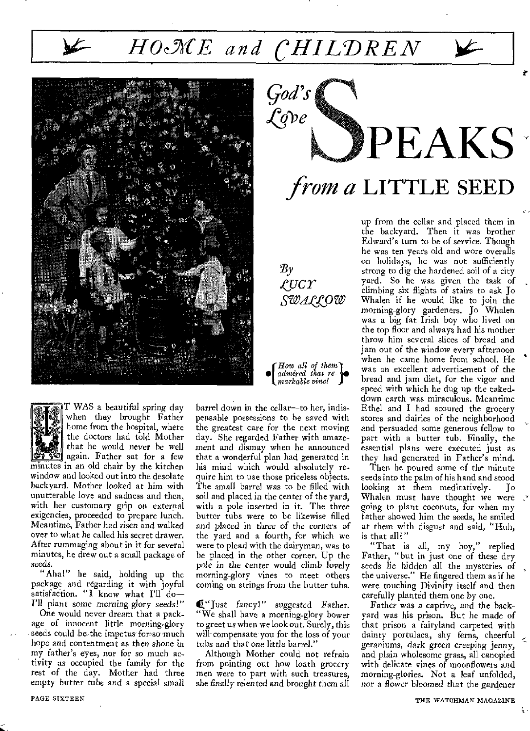## HOME and CHILDREN

# God's Love SPEAKS from a LITTLE SEED

*By* LUCY SWALLOW

*How all of them admired that remarkable vine!*

IT WAS a beautiful spring day when they brought Father home from the hospital, where the doctors had told Mother that he would never be well again. Father sat for a few minutes in an old chair by the kitchen window and looked out into the desolate backyard. Mother looked at him with unutterable love and sadness and then, with her customary grip on external exigencies, proceeded to prepare lunch. Meantime, Father had risen and walked over to what he called his secret drawer. After rummaging about in it for several minutes, he drew out a small package of seeds.

"Aha!" he said, holding up the package and regarding it with joyful satisfaction. "I know what I'll do—I'll plant some morning-glory seeds!"

One would never dream that a package of innocent little morning-glory seeds could be the impetus for so much hope and contentment as then shone in my father's eyes, nor for so much activity as occupied the family for the rest of the day. Mother had three empty butter tubs and a special small barrel down in the cellar—to her, indispensable possessions to be saved with the greatest care for the next moving day. She regarded Father with amazement and dismay when he announced that a wonderful plan had generated in his mind which would absolutely require him to use those priceless objects. The small barrel was to be filled with soil and placed in the center of the yard, with a pole inserted in it. The three butter tubs were to be likewise filled and placed in three of the corners of the yard and a fourth, for which we were to plead with the dairyman, was to be placed in the other corner. Up the pole in the center would climb lovely morning-glory vines to meet others coming on strings from the butter tubs.

"Just fancy!" suggested Father. "We shall have a morning-glory bower to greet us when we look out. Surely, this will compensate you for the loss of your tubs and that one little barrel."

Although Mother could not refrain from pointing out how loath grocery men were to part with such treasures, she finally relented and brought them all up from the cellar and placed them in the backyard. Then it was brother Edward's turn to be of service. Though he was ten years old and wore overalls on holidays, he was not sufficiently strong to dig the hardened soil of a city yard. So he was given the task of climbing six flights of stairs to ask Jo Whalen if he would like to join the morning-glory gardeners. Jo Whalen was a big fat Irish boy who lived on the top floor and always had his mother throw him several slices of bread and jam out of the window every afternoon when he came home from school. He was an excellent advertisement of the bread and jam diet, for the vigor and speed with which he dug up the caked-down earth was miraculous. Meantime Ethel and I had scoured the grocery stores and dairies of the neighborhood and persuaded some generous fellow to part with a butter tub. Finally, the essential plans were executed just as they had generated in Father's mind.

Then he poured some of the minute seeds into the palm of his hand and stood looking at them meditatively. Jo Whalen must have thought we were going to plant coconuts, for when my father showed him the seeds, he smiled at them with disgust and said, "Huh, is that all?"

"That is all, my boy," replied Father, "but in just one of these dry seeds lie hidden all the mysteries of the universe." He fingered them as if he were touching Divinity itself and then carefully planted them one by one.

Father was a captive, and the backyard was his prison. But he made of that prison a fairyland carpeted with dainty portulaca, shy ferns, cheerful geraniums, dark green creeping jenny, and plain wholesome grass, all canopied with delicate vines of moonflowers and morning-glories. Not a leaf unfolded, nor a flower bloomed that the gardener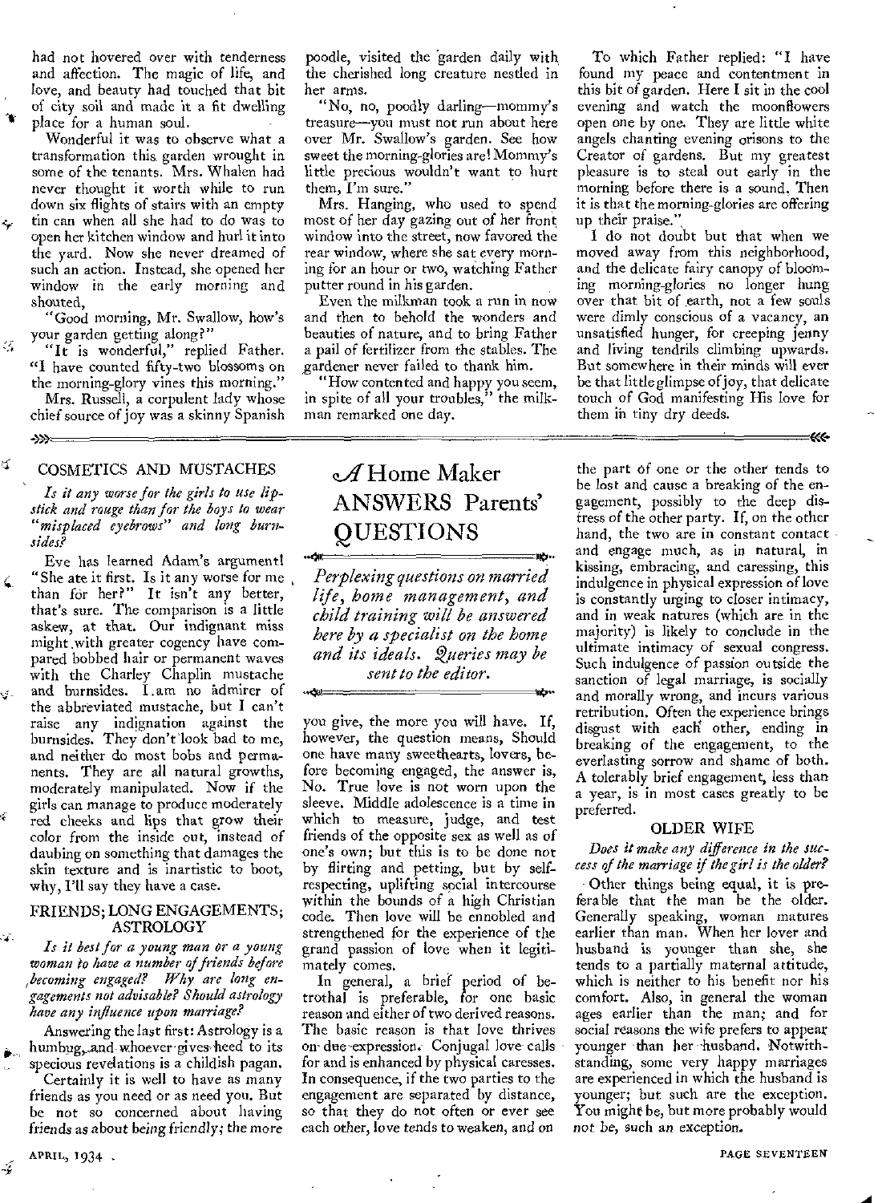had not hovered over with tenderness and affection. The magic of life, and love, and beauty had touched that bit of city soil and made it a fit dwelling place for a human soul.

Wonderful it was to observe what a transformation this garden wrought in some of the tenants. Mrs. Whalen had never thought it worth while to run down six flights of stairs with an empty tin can when all she had to do was to open her kitchen window and hurl it into the yard. Now she never dreamed of such an action. Instead, she opened her window in the early morning and shouted,

"Good morning, Mr. Swallow, how's your garden getting along?"

"It is wonderful," replied Father. "I have counted fifty-two blossoms on the morning-glory vines this morning."

Mrs. Russell, a corpulent lady whose chief source of joy was a skinny Spanish poodle, visited the garden daily with the cherished long creature nestled in her arms.

"No, no, poodly darling—mommy's treasure—you must not run about here over Mr. Swallow's garden. See how sweet the morning-glories are! Mommy's little precious wouldn't want to hurt them, I'm sure."

Mrs. Hanging, who used to spend most of her day gazing out of her front window into the street, now favored the rear window, where she sat every morning for an hour or two, watching Father putter round in his garden.

Even the milkman took a run in now and then to behold the wonders and beauties of nature, and to bring Father a pail of fertilizer from the stables. The gardener never failed to thank him.

"How contented and happy you seem, in spite of all your troubles," the milkman remarked one day.

To which Father replied: "I have found my peace and contentment in this bit of garden. Here I sit in the cool evening and watch the moonflowers open one by one. They are little white angels chanting evening orisons to the Creator of gardens. But my greatest pleasure is to steal out early in the morning before there is a sound. Then it is that the morning-glories are offering up their praise."

I do not doubt but that when we moved away from this neighborhood, and the delicate fairy canopy of blooming morning-glories no longer hung over that bit of earth, not a few souls were dimly conscious of a vacancy, an unsatisfied hunger, for creeping jenny and living tendrils climbing upwards. But somewhere in their minds will ever be that little glimpse of joy, that delicate touch of God manifesting His love for them in tiny dry deeds.

# A Home Maker ANSWERS Parents' QUESTIONS

*Perplexing questions on married life, home management, and child training will be answered here by a specialist on the home and its ideals. Queries may be sent to the editor.*

## COSMETICS AND MUSTACHES

*Is it any worse for the girls to use lipstick and rouge than for the boys to wear "misplaced eyebrows" and long burnsides?*

Eve has learned Adam's argument! "She ate it first. Is it any worse for me than for her?" It isn't any better, that's sure. The comparison is a little askew, at that. Our indignant miss might with greater cogency have compared bobbed hair or permanent waves with the Charley Chaplin mustache and burnsides. I am no admirer of the abbreviated mustache, but I can't raise any indignation against the burnsides. They don't look bad to me, and neither do most bobs and permanents. They are all natural growths, moderately manipulated. Now if the girls can manage to produce moderately red cheeks and lips that grow their color from the inside out, instead of daubing on something that damages the skin texture and is inartistic to boot, why, I'll say they have a case.

## FRIENDS; LONG ENGAGEMENTS; ASTROLOGY

*Is it best for a young man or a young woman to have a number of friends before becoming engaged? Why are long engagements not advisable? Should astrology have any influence upon marriage?*

Answering the last first: Astrology is a humbug, and whoever gives heed to its specious revelations is a childish pagan.

Certainly it is well to have as many friends as you need or as need you. But be not so concerned about having friends as about being friendly; the more you give, the more you will have. If, however, the question means, Should one have many sweethearts, lovers, before becoming engaged, the answer is, No. True love is not worn upon the sleeve. Middle adolescence is a time in which to measure, judge, and test friends of the opposite sex as well as of one's own; but this is to be done not by flirting and petting, but by self-respecting, uplifting social intercourse within the bounds of a high Christian code. Then love will be ennobled and strengthened for the experience of the grand passion of love when it legitimately comes.

In general, a brief period of betrothal is preferable, for one basic reason and either of two derived reasons. The basic reason is that love thrives on due expression. Conjugal love calls for and is enhanced by physical caresses. In consequence, if the two parties to the engagement are separated by distance, so that they do not often or ever see each other, love tends to weaken, and on the part of one or the other tends to be lost and cause a breaking of the engagement, possibly to the deep distress of the other party. If, on the other hand, the two are in constant contact and engage much, as in natural, in kissing, embracing, and caressing, this indulgence in physical expression of love is constantly urging to closer intimacy, and in weak natures (which are in the majority) is likely to conclude in the ultimate intimacy of sexual congress. Such indulgence of passion outside the sanction of legal marriage, is socially and morally wrong, and incurs various retribution. Often the experience brings disgust with each other, ending in breaking of the engagement, to the everlasting sorrow and shame of both. A tolerably brief engagement, less than a year, is in most cases greatly to be preferred.

## OLDER WIFE

*Does it make any difference in the success of the marriage if the girl is the older?*

Other things being equal, it is preferable that the man be the older. Generally speaking, woman matures earlier than man. When her lover and husband is younger than she, she tends to a partially maternal attitude, which is neither to his benefit nor his comfort. Also, in general the woman ages earlier than the man; and for social reasons the wife prefers to appear younger than her husband. Notwithstanding, some very happy marriages are experienced in which the husband is younger; but such are the exception. You might be, but more probably would not be, such an exception.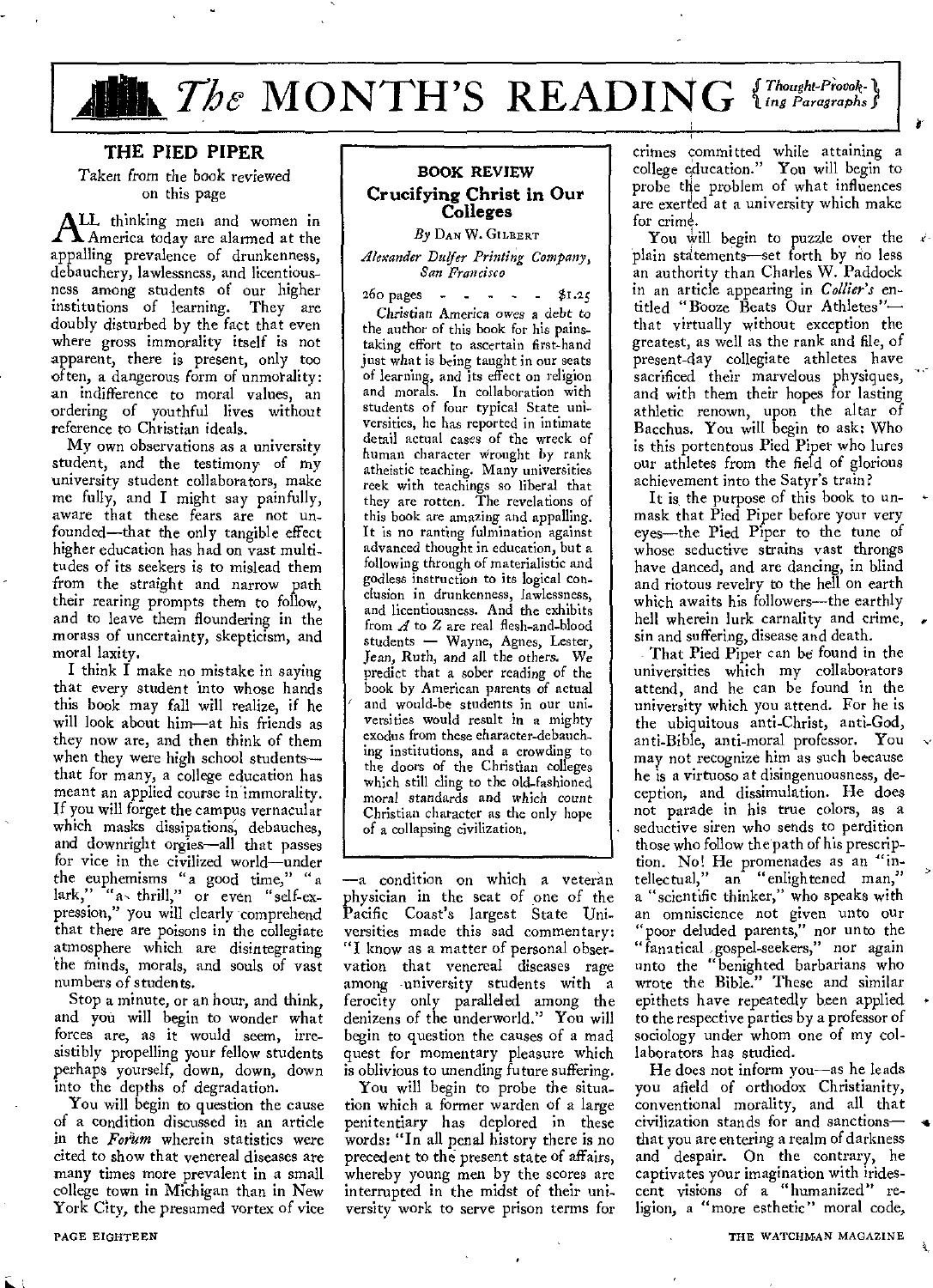# The MONTH'S READING { Thought-Provoking Paragraphs }

## THE PIED PIPER

Taken from the book reviewed on this page

ALL thinking men and women in America today are alarmed at the appalling prevalence of drunkenness, debauchery, lawlessness, and licentiousness among students of our higher institutions of learning. They are doubly disturbed by the fact that even where gross immorality itself is not apparent, there is present, only too often, a dangerous form of unmorality: an indifference to moral values, an ordering of youthful lives without reference to Christian ideals.

My own observations as a university student, and the testimony of my university student collaborators, make me fully, and I might say painfully, aware that these fears are not unfounded—that the only tangible effect higher education has had on vast multitudes of its seekers is to mislead them from the straight and narrow path their rearing prompts them to follow, and to leave them floundering in the morass of uncertainty, skepticism, and moral laxity.

I think I make no mistake in saying that every student into whose hands this book may fall will realize, if he will look about him—at his friends as they now are, and then think of them when they were high school students—that for many, a college education has meant an applied course in immorality. If you will forget the campus vernacular which masks dissipations, debauches, and downright orgies—all that passes for vice in the civilized world—under the euphemisms "a good time," "a lark," "a thrill," or even "self-expression," you will clearly comprehend that there are poisons in the collegiate atmosphere which are disintegrating the minds, morals, and souls of vast numbers of students.

Stop a minute, or an hour, and think, and you will begin to wonder what forces are, as it would seem, irresistibly propelling your fellow students perhaps yourself, down, down, down into the depths of degradation.

You will begin to question the cause of a condition discussed in an article in the *Forum* wherein statistics were cited to show that venereal diseases are many times more prevalent in a small college town in Michigan than in New York City, the presumed vortex of vice—a condition on which a veteran physician in the seat of one of the Pacific Coast's largest State Universities made this sad commentary: "I know as a matter of personal observation that venereal diseases rage among university students with a ferocity only paralleled among the denizens of the underworld." You will begin to question the causes of a mad quest for momentary pleasure which is oblivious to unending future suffering.

You will begin to probe the situation which a former warden of a large penitentiary has deplored in these words: "In all penal history there is no precedent to the present state of affairs, whereby young men by the scores are interrupted in the midst of their university work to serve prison terms for crimes committed while attaining a college education." You will begin to probe the problem of what influences are exerted at a university which make for crime.

You will begin to puzzle over the plain statements—set forth by no less an authority than Charles W. Paddock in an article appearing in *Collier's* entitled "Booze Beats Our Athletes"—that virtually without exception the greatest, as well as the rank and file, of present-day collegiate athletes have sacrificed their marvelous physiques, and with them their hopes for lasting athletic renown, upon the altar of Bacchus. You will begin to ask: Who is this portentous Pied Piper who lures our athletes from the field of glorious achievement into the Satyr's train?

It is the purpose of this book to unmask that Pied Piper before your very eyes—the Pied Piper to the tune of whose seductive strains vast throngs have danced, and are dancing, in blind and riotous revelry to the hell on earth which awaits his followers—the earthly hell wherein lurk carnality and crime, sin and suffering, disease and death.

That Pied Piper can be found in the universities which my collaborators attend, and he can be found in the university which you attend. For he is the ubiquitous anti-Christ, anti-God, anti-Bible, anti-moral professor. You may not recognize him as such because he is a virtuoso at disingenuousness, deception, and dissimulation. He does not parade in his true colors, as a seductive siren who sends to perdition those who follow the path of his prescription. No! He promenades as an "intellectual," an "enlightened man," a "scientific thinker," who speaks with an omniscience not given unto our "poor deluded parents," nor unto the "fanatical gospel-seekers," nor again unto the "benighted barbarians who wrote the Bible." These and similar epithets have repeatedly been applied to the respective parties by a professor of sociology under whom one of my collaborators has studied.

He does not inform you—as he leads you afield of orthodox Christianity, conventional morality, and all that civilization stands for and sanctions—that you are entering a realm of darkness and despair. On the contrary, he captivates your imagination with iridescent visions of a "humanized" religion, a "more esthetic" moral code,

---

## BOOK REVIEW

### Crucifying Christ in Our Colleges

*By* DAN W. GILBERT

*Alexander Dulfer Printing Company, San Francisco*

260 pages - - - - - $1.25

Christian America owes a debt to the author of this book for his painstaking effort to ascertain first-hand just what is being taught in our seats of learning, and its effect on religion and morals. In collaboration with students of four typical State universities, he has reported in intimate detail actual cases of the wreck of human character wrought by rank atheistic teaching. Many universities reek with teachings so liberal that they are rotten. The revelations of this book are amazing and appalling. It is no ranting fulmination against advanced thought in education, but a following through of materialistic and godless instruction to its logical conclusion in drunkenness, lawlessness, and licentiousness. And the exhibits from *A* to *Z* are real flesh-and-blood students — Wayne, Agnes, Lester, Jean, Ruth, and all the others. We predict that a sober reading of the book by American parents of actual and would-be students in our universities would result in a mighty exodus from these character-debauching institutions, and a crowding to the doors of the Christian colleges which still cling to the old-fashioned moral standards and which count Christian character as the only hope of a collapsing civilization.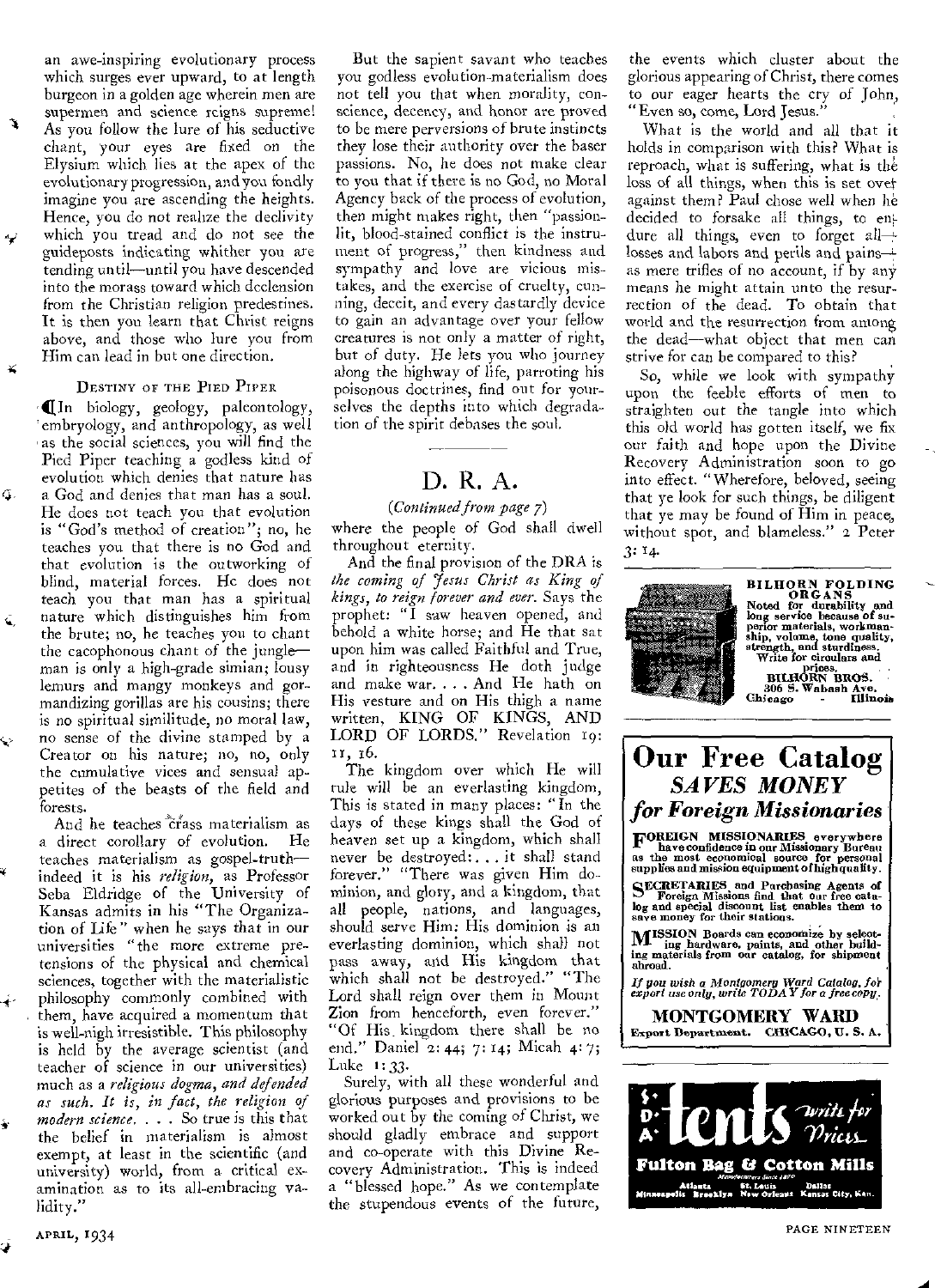an awe-inspiring evolutionary process which surges ever upward, to at length burgeon in a golden age wherein men are supermen and science reigns supreme! As you follow the lure of his seductive chant, your eyes are fixed on the Elysium which lies at the apex of the evolutionary progression, and you fondly imagine you are ascending the heights. Hence, you do not realize the declivity which you tread and do not see the guideposts indicating whither you are tending until—until you have descended into the morass toward which declension from the Christian religion predestines. It is then you learn that Christ reigns above, and those who lure you from Him can lead in but one direction.

### Destiny of the Pied Piper

¶In biology, geology, paleontology, embryology, and anthropology, as well as the social sciences, you will find the Pied Piper teaching a godless kind of evolution which denies that nature has a God and denies that man has a soul. He does not teach you that evolution is "God's method of creation"; no, he teaches you that there is no God and that evolution is the outworking of blind, material forces. He does not teach you that man has a spiritual nature which distinguishes him from the brute; no, he teaches you to chant the cacophonous chant of the jungle—man is only a high-grade simian; lousy lemurs and mangy monkeys and gormandizing gorillas are his cousins; there is no spiritual similitude, no moral law, no sense of the divine stamped by a Creator on his nature; no, no, only the cumulative vices and sensual appetites of the beasts of the field and forests.

And he teaches crass materialism as a direct corollary of evolution. He teaches materialism as gospel-truth—indeed it is his *religion*, as Professor Seba Eldridge of the University of Kansas admits in his "The Organization of Life" when he says that in our universities "the more extreme pretensions of the physical and chemical sciences, together with the materialistic philosophy commonly combined with them, have acquired a momentum that is well-nigh irresistible. This philosophy is held by the average scientist (and teacher of science in our universities) much as a *religious dogma, and defended as such. It is, in fact, the religion of modern science.* . . . So true is this that the belief in materialism is almost exempt, at least in the scientific (and university) world, from a critical examination as to its all-embracing validity."

But the sapient savant who teaches you godless evolution-materialism does not tell you that when morality, conscience, decency, and honor are proved to be mere perversions of brute instincts they lose their authority over the baser passions. No, he does not make clear to you that if there is no God, no Moral Agency back of the process of evolution, then might makes right, then "passionlit, blood-stained conflict is the instrument of progress," then kindness and sympathy and love are vicious mistakes, and the exercise of cruelty, cunning, deceit, and every dastardly device to gain an advantage over your fellow creatures is not only a matter of right, but of duty. He lets you who journey along the highway of life, parroting his poisonous doctrines, find out for yourselves the depths into which degradation of the spirit debases the soul.

---

## D. R. A.

*(Continued from page 7)*

where the people of God shall dwell throughout eternity.

And the final provision of the DRA is *the coming of Jesus Christ as King of kings, to reign forever and ever.* Says the prophet: "I saw heaven opened, and behold a white horse; and He that sat upon him was called Faithful and True, and in righteousness He doth judge and make war. . . . And He hath on His vesture and on His thigh a name written, KING OF KINGS, AND LORD OF LORDS." Revelation 19: 11, 16.

The kingdom over which He will rule will be an everlasting kingdom. This is stated in many places: "In the days of these kings shall the God of heaven set up a kingdom, which shall never be destroyed: . . . it shall stand forever." "There was given Him dominion, and glory, and a kingdom, that all people, nations, and languages, should serve Him: His dominion is an everlasting dominion, which shall not pass away, and His kingdom that which shall not be destroyed." "The Lord shall reign over them in Mount Zion from henceforth, even forever." "Of His kingdom there shall be no end." Daniel 2: 44; 7: 14; Micah 4: 7; Luke 1: 33.

Surely, with all these wonderful and glorious purposes and provisions to be worked out by the coming of Christ, we should gladly embrace and support and co-operate with this Divine Recovery Administration. This is indeed a "blessed hope." As we contemplate the stupendous events of the future, the events which cluster about the glorious appearing of Christ, there comes to our eager hearts the cry of John, "Even so, come, Lord Jesus."

What is the world and all that it holds in comparison with this? What is reproach, what is suffering, what is the loss of all things, when this is set over against them? Paul chose well when he decided to forsake all things, to endure all things, even to forget all—losses and labors and perils and pains—as mere trifles of no account, if by any means he might attain unto the resurrection of the dead. To obtain that world and the resurrection from among the dead—what object that men can strive for can be compared to this?

So, while we look with sympathy upon the feeble efforts of men to straighten out the tangle into which this old world has gotten itself, we fix our faith and hope upon the Divine Recovery Administration soon to go into effect. "Wherefore, beloved, seeing that ye look for such things, be diligent that ye may be found of Him in peace, without spot, and blameless." 2 Peter 3: 14.

---

**BILHORN FOLDING ORGANS**
Noted for durability and long service because of superior materials, workmanship, volume, tone quality, strength, and sturdiness. Write for circulars and prices.
**BILHORN BROS.**
306 S. Wabash Ave.
Chicago — Illinois

---

# Our Free Catalog *SAVES MONEY* *for Foreign Missionaries*

**FOREIGN MISSIONARIES** everywhere have confidence in our Missionary Bureau as the most economical source for personal supplies and mission equipment of high quality.

**SECRETARIES** and Purchasing Agents of Foreign Missions find that our free catalog and special discount list enables them to save money for their stations.

**MISSION** Boards can economize by selecting hardware, paints, and other building materials from our catalog, for shipment abroad.

*If you wish a Montgomery Ward Catalog, for export use only, write TODAY for a free copy.*

**MONTGOMERY WARD**
Export Department. CHICAGO, U. S. A.

---

S. D. A. **Tents** *Write for Prices*

**Fulton Bag & Cotton Mills**
Manufacturers Since 1870
Atlanta — St. Louis — Dallas
Minneapolis — Brooklyn — New Orleans — Kansas City, Kan.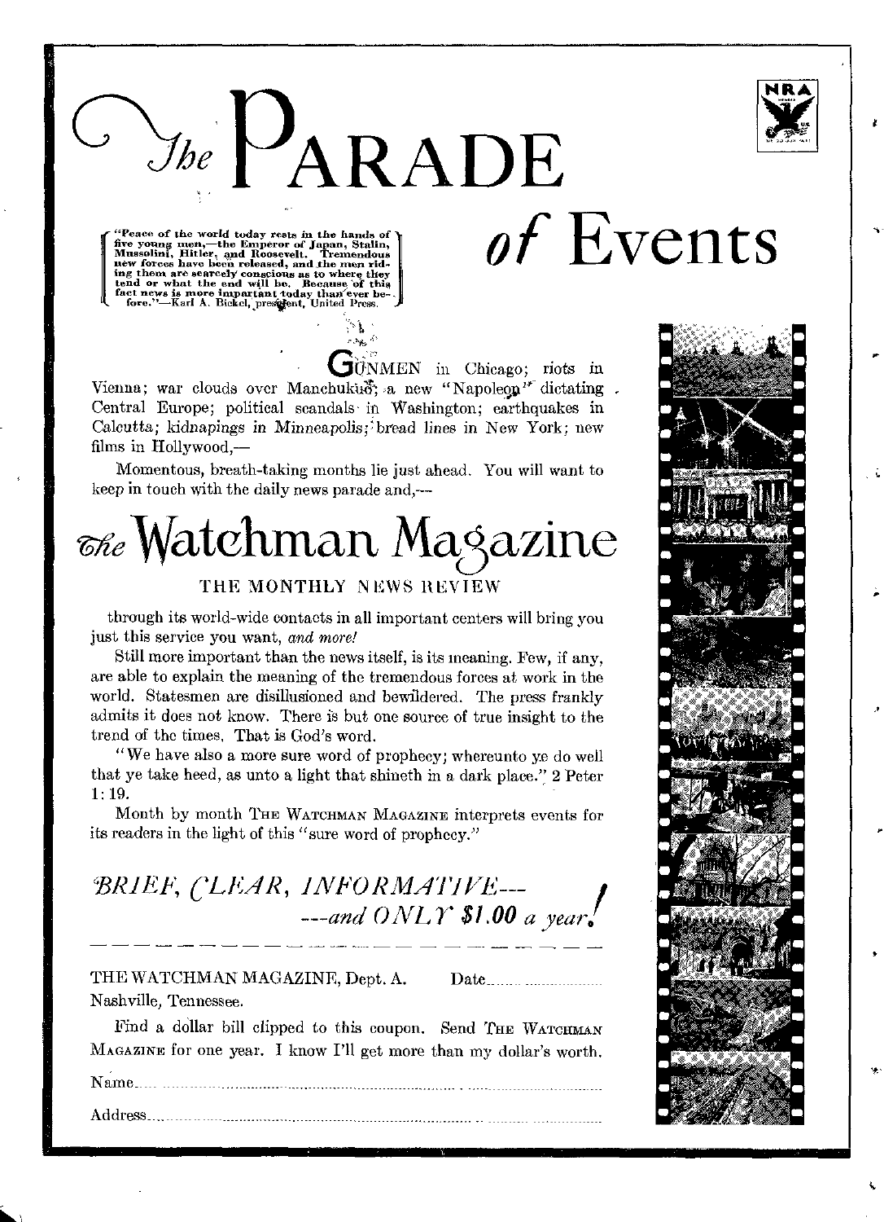# The PARADE of Events

> "Peace of the world today rests in the hands of five young men,—the Emperor of Japan, Stalin, Mussolini, Hitler, and Roosevelt. Tremendous new forces have been released, and the men riding them are scarcely conscious as to where they tend or what the end will be. Because of this fact news is more important today than ever before."—Karl A. Bickel, president, United Press.

GUNMEN in Chicago; riots in Vienna; war clouds over Manchukuo; a new "Napoleon" dictating Central Europe; political scandals in Washington; earthquakes in Calcutta; kidnapings in Minneapolis; bread lines in New York; new films in Hollywood,—

Momentous, breath-taking months lie just ahead. You will want to keep in touch with the daily news parade and,—

## The Watchman Magazine

### THE MONTHLY NEWS REVIEW

through its world-wide contacts in all important centers will bring you just this service you want, *and more!*

Still more important than the news itself, is its meaning. Few, if any, are able to explain the meaning of the tremendous forces at work in the world. Statesmen are disillusioned and bewildered. The press frankly admits it does not know. There is but one source of true insight to the trend of the times. That is God's word.

"We have also a more sure word of prophecy; whereunto ye do well that ye take heed, as unto a light that shineth in a dark place." 2 Peter 1:19.

Month by month THE WATCHMAN MAGAZINE interprets events for its readers in the light of this "sure word of prophecy."

*BRIEF, CLEAR, INFORMATIVE---*
*---and ONLY $1.00 a year!*

---

THE WATCHMAN MAGAZINE, Dept. A. Date..........................
Nashville, Tennessee.

Find a dollar bill clipped to this coupon. Send THE WATCHMAN MAGAZINE for one year. I know I'll get more than my dollar's worth.

Name..........................................................................

Address......................................................................